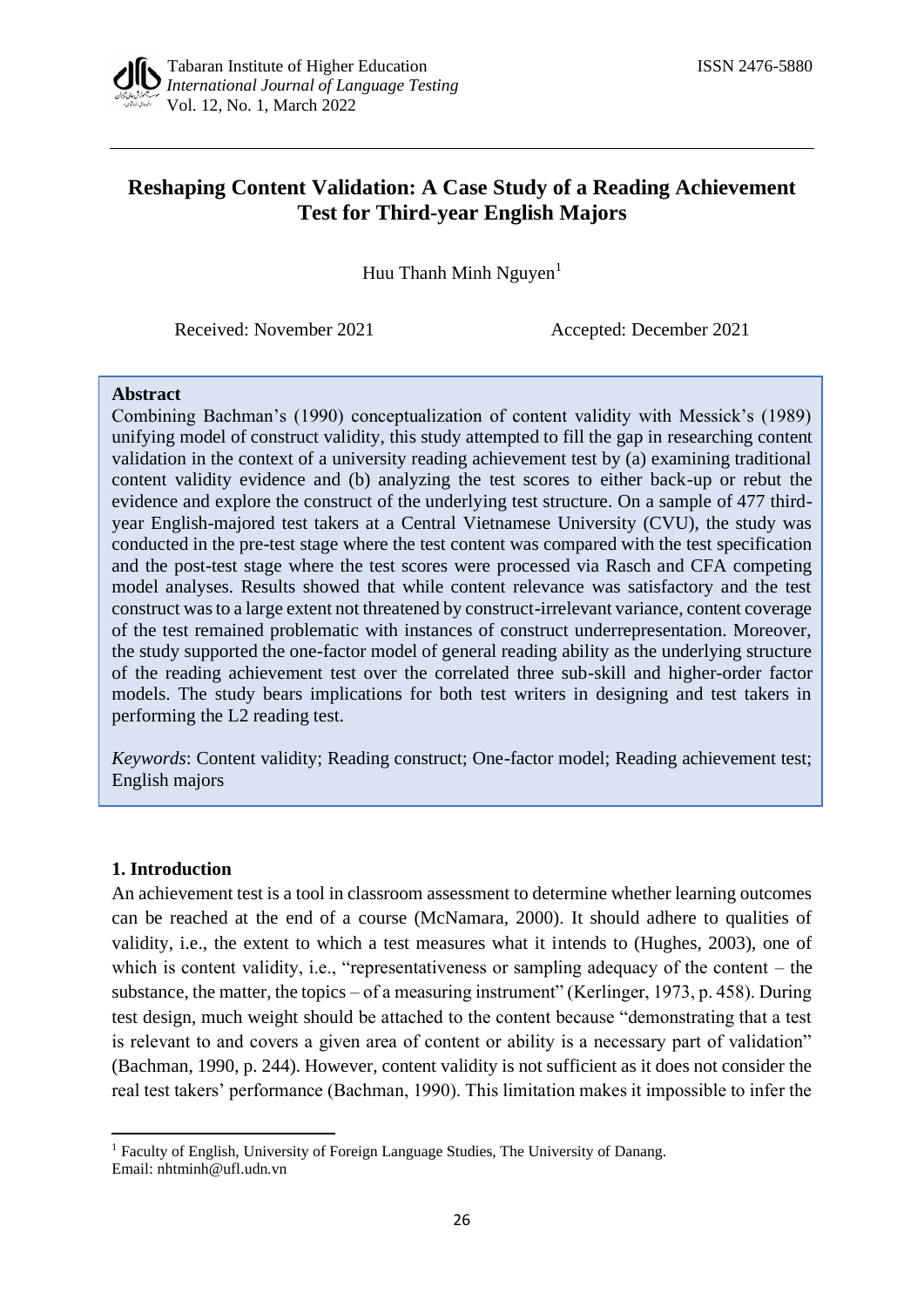# Reshaping Content Validation: A Case Study of a Reading Achievement Test for Third-year English Majors

Huu Thanh Minh Nguyen[1]

Received: November 2021 Accepted: December 2021

**Abstract**

Combining Bachman's (1990) conceptualization of content validity with Messick's (1989) unifying model of construct validity, this study attempted to fill the gap in researching content validation in the context of a university reading achievement test by (a) examining traditional content validity evidence and (b) analyzing the test scores to either back-up or rebut the evidence and explore the construct of the underlying test structure. On a sample of 477 third-year English-majored test takers at a Central Vietnamese University (CVU), the study was conducted in the pre-test stage where the test content was compared with the test specification and the post-test stage where the test scores were processed via Rasch and CFA competing model analyses. Results showed that while content relevance was satisfactory and the test construct was to a large extent not threatened by construct-irrelevant variance, content coverage of the test remained problematic with instances of construct underrepresentation. Moreover, the study supported the one-factor model of general reading ability as the underlying structure of the reading achievement test over the correlated three sub-skill and higher-order factor models. The study bears implications for both test writers in designing and test takers in performing the L2 reading test.

*Keywords*: Content validity; Reading construct; One-factor model; Reading achievement test; English majors

## 1. Introduction

An achievement test is a tool in classroom assessment to determine whether learning outcomes can be reached at the end of a course (McNamara, 2000). It should adhere to qualities of validity, i.e., the extent to which a test measures what it intends to (Hughes, 2003), one of which is content validity, i.e., "representativeness or sampling adequacy of the content – the substance, the matter, the topics – of a measuring instrument" (Kerlinger, 1973, p. 458). During test design, much weight should be attached to the content because "demonstrating that a test is relevant to and covers a given area of content or ability is a necessary part of validation" (Bachman, 1990, p. 244). However, content validity is not sufficient as it does not consider the real test takers' performance (Bachman, 1990). This limitation makes it impossible to infer the

[1] Faculty of English, University of Foreign Language Studies, The University of Danang. Email: nhtminh@ufl.udn.vn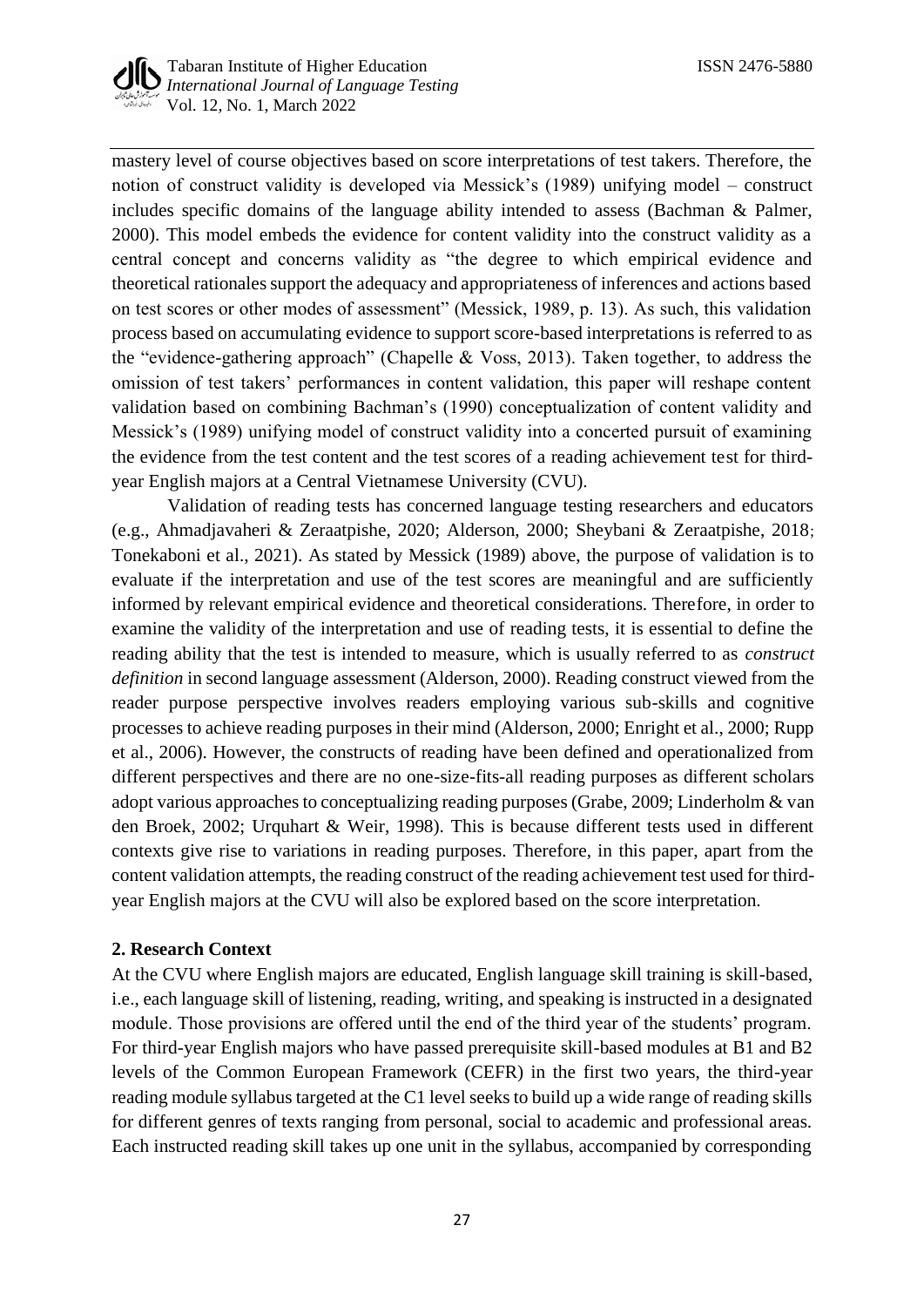mastery level of course objectives based on score interpretations of test takers. Therefore, the notion of construct validity is developed via Messick's (1989) unifying model – construct includes specific domains of the language ability intended to assess (Bachman & Palmer, 2000). This model embeds the evidence for content validity into the construct validity as a central concept and concerns validity as "the degree to which empirical evidence and theoretical rationales support the adequacy and appropriateness of inferences and actions based on test scores or other modes of assessment" (Messick, 1989, p. 13). As such, this validation process based on accumulating evidence to support score-based interpretations is referred to as the "evidence-gathering approach" (Chapelle & Voss, 2013). Taken together, to address the omission of test takers' performances in content validation, this paper will reshape content validation based on combining Bachman's (1990) conceptualization of content validity and Messick's (1989) unifying model of construct validity into a concerted pursuit of examining the evidence from the test content and the test scores of a reading achievement test for third-year English majors at a Central Vietnamese University (CVU).

Validation of reading tests has concerned language testing researchers and educators (e.g., Ahmadjavaheri & Zeraatpishe, 2020; Alderson, 2000; Sheybani & Zeraatpishe, 2018; Tonekaboni et al., 2021). As stated by Messick (1989) above, the purpose of validation is to evaluate if the interpretation and use of the test scores are meaningful and are sufficiently informed by relevant empirical evidence and theoretical considerations. Therefore, in order to examine the validity of the interpretation and use of reading tests, it is essential to define the reading ability that the test is intended to measure, which is usually referred to as *construct definition* in second language assessment (Alderson, 2000). Reading construct viewed from the reader purpose perspective involves readers employing various sub-skills and cognitive processes to achieve reading purposes in their mind (Alderson, 2000; Enright et al., 2000; Rupp et al., 2006). However, the constructs of reading have been defined and operationalized from different perspectives and there are no one-size-fits-all reading purposes as different scholars adopt various approaches to conceptualizing reading purposes (Grabe, 2009; Linderholm & van den Broek, 2002; Urquhart & Weir, 1998). This is because different tests used in different contexts give rise to variations in reading purposes. Therefore, in this paper, apart from the content validation attempts, the reading construct of the reading achievement test used for third-year English majors at the CVU will also be explored based on the score interpretation.

## 2. Research Context

At the CVU where English majors are educated, English language skill training is skill-based, i.e., each language skill of listening, reading, writing, and speaking is instructed in a designated module. Those provisions are offered until the end of the third year of the students' program. For third-year English majors who have passed prerequisite skill-based modules at B1 and B2 levels of the Common European Framework (CEFR) in the first two years, the third-year reading module syllabus targeted at the C1 level seeks to build up a wide range of reading skills for different genres of texts ranging from personal, social to academic and professional areas. Each instructed reading skill takes up one unit in the syllabus, accompanied by corresponding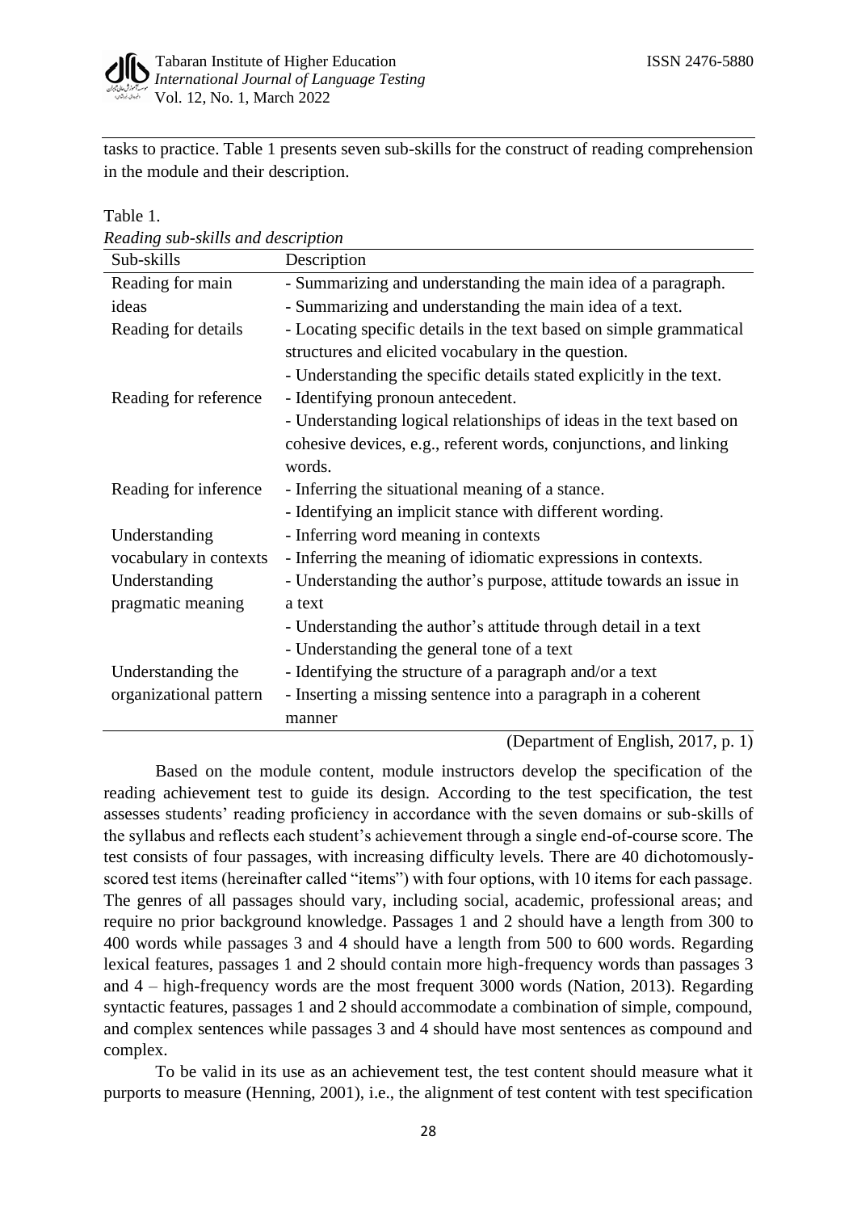tasks to practice. Table 1 presents seven sub-skills for the construct of reading comprehension in the module and their description.

Table 1.
*Reading sub-skills and description*

| Sub-skills | Description |
|---|---|
| Reading for main ideas | - Summarizing and understanding the main idea of a paragraph.<br>- Summarizing and understanding the main idea of a text. |
| Reading for details | - Locating specific details in the text based on simple grammatical structures and elicited vocabulary in the question.<br>- Understanding the specific details stated explicitly in the text. |
| Reading for reference | - Identifying pronoun antecedent.<br>- Understanding logical relationships of ideas in the text based on cohesive devices, e.g., referent words, conjunctions, and linking words. |
| Reading for inference | - Inferring the situational meaning of a stance.<br>- Identifying an implicit stance with different wording. |
| Understanding vocabulary in contexts | - Inferring word meaning in contexts<br>- Inferring the meaning of idiomatic expressions in contexts. |
| Understanding pragmatic meaning | - Understanding the author's purpose, attitude towards an issue in a text<br>- Understanding the author's attitude through detail in a text<br>- Understanding the general tone of a text |
| Understanding the organizational pattern | - Identifying the structure of a paragraph and/or a text<br>- Inserting a missing sentence into a paragraph in a coherent manner |

(Department of English, 2017, p. 1)

Based on the module content, module instructors develop the specification of the reading achievement test to guide its design. According to the test specification, the test assesses students' reading proficiency in accordance with the seven domains or sub-skills of the syllabus and reflects each student's achievement through a single end-of-course score. The test consists of four passages, with increasing difficulty levels. There are 40 dichotomously-scored test items (hereinafter called "items") with four options, with 10 items for each passage. The genres of all passages should vary, including social, academic, professional areas; and require no prior background knowledge. Passages 1 and 2 should have a length from 300 to 400 words while passages 3 and 4 should have a length from 500 to 600 words. Regarding lexical features, passages 1 and 2 should contain more high-frequency words than passages 3 and 4 – high-frequency words are the most frequent 3000 words (Nation, 2013). Regarding syntactic features, passages 1 and 2 should accommodate a combination of simple, compound, and complex sentences while passages 3 and 4 should have most sentences as compound and complex.

To be valid in its use as an achievement test, the test content should measure what it purports to measure (Henning, 2001), i.e., the alignment of test content with test specification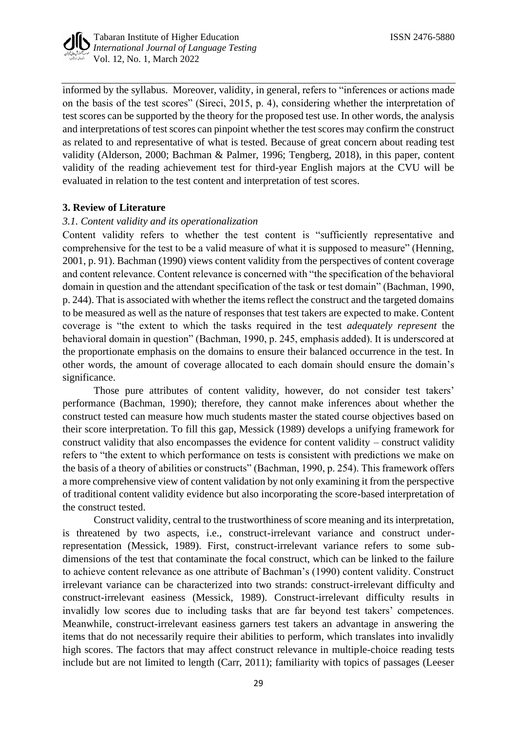informed by the syllabus. Moreover, validity, in general, refers to "inferences or actions made on the basis of the test scores" (Sireci, 2015, p. 4), considering whether the interpretation of test scores can be supported by the theory for the proposed test use. In other words, the analysis and interpretations of test scores can pinpoint whether the test scores may confirm the construct as related to and representative of what is tested. Because of great concern about reading test validity (Alderson, 2000; Bachman & Palmer, 1996; Tengberg, 2018), in this paper, content validity of the reading achievement test for third-year English majors at the CVU will be evaluated in relation to the test content and interpretation of test scores.

## 3. Review of Literature

### *3.1. Content validity and its operationalization*

Content validity refers to whether the test content is "sufficiently representative and comprehensive for the test to be a valid measure of what it is supposed to measure" (Henning, 2001, p. 91). Bachman (1990) views content validity from the perspectives of content coverage and content relevance. Content relevance is concerned with "the specification of the behavioral domain in question and the attendant specification of the task or test domain" (Bachman, 1990, p. 244). That is associated with whether the items reflect the construct and the targeted domains to be measured as well as the nature of responses that test takers are expected to make. Content coverage is "the extent to which the tasks required in the test *adequately represent* the behavioral domain in question" (Bachman, 1990, p. 245, emphasis added). It is underscored at the proportionate emphasis on the domains to ensure their balanced occurrence in the test. In other words, the amount of coverage allocated to each domain should ensure the domain's significance.

Those pure attributes of content validity, however, do not consider test takers' performance (Bachman, 1990); therefore, they cannot make inferences about whether the construct tested can measure how much students master the stated course objectives based on their score interpretation. To fill this gap, Messick (1989) develops a unifying framework for construct validity that also encompasses the evidence for content validity – construct validity refers to "the extent to which performance on tests is consistent with predictions we make on the basis of a theory of abilities or constructs" (Bachman, 1990, p. 254). This framework offers a more comprehensive view of content validation by not only examining it from the perspective of traditional content validity evidence but also incorporating the score-based interpretation of the construct tested.

Construct validity, central to the trustworthiness of score meaning and its interpretation, is threatened by two aspects, i.e., construct-irrelevant variance and construct under-representation (Messick, 1989). First, construct-irrelevant variance refers to some sub-dimensions of the test that contaminate the focal construct, which can be linked to the failure to achieve content relevance as one attribute of Bachman's (1990) content validity. Construct irrelevant variance can be characterized into two strands: construct-irrelevant difficulty and construct-irrelevant easiness (Messick, 1989). Construct-irrelevant difficulty results in invalidly low scores due to including tasks that are far beyond test takers' competences. Meanwhile, construct-irrelevant easiness garners test takers an advantage in answering the items that do not necessarily require their abilities to perform, which translates into invalidly high scores. The factors that may affect construct relevance in multiple-choice reading tests include but are not limited to length (Carr, 2011); familiarity with topics of passages (Leeser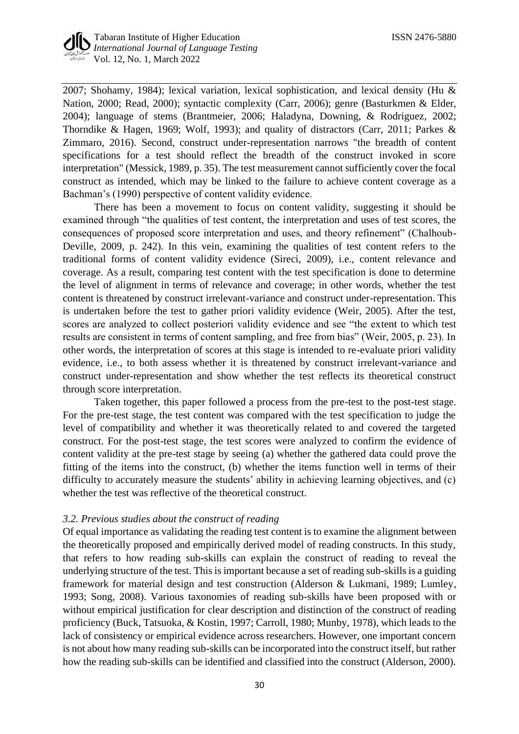2007; Shohamy, 1984); lexical variation, lexical sophistication, and lexical density (Hu & Nation, 2000; Read, 2000)); syntactic complexity (Carr, 2006); genre (Basturkmen & Elder, 2004); language of stems (Brantmeier, 2006; Haladyna, Downing, & Rodriguez, 2002; Thorndike & Hagen, 1969; Wolf, 1993); and quality of distractors (Carr, 2011; Parkes & Zimmaro, 2016). Second, construct under-representation narrows "the breadth of content specifications for a test should reflect the breadth of the construct invoked in score interpretation" (Messick, 1989, p. 35). The test measurement cannot sufficiently cover the focal construct as intended, which may be linked to the failure to achieve content coverage as a Bachman's (1990) perspective of content validity evidence.

There has been a movement to focus on content validity, suggesting it should be examined through "the qualities of test content, the interpretation and uses of test scores, the consequences of proposed score interpretation and uses, and theory refinement" (Chalhoub-Deville, 2009, p. 242). In this vein, examining the qualities of test content refers to the traditional forms of content validity evidence (Sireci, 2009), i.e., content relevance and coverage. As a result, comparing test content with the test specification is done to determine the level of alignment in terms of relevance and coverage; in other words, whether the test content is threatened by construct irrelevant-variance and construct under-representation. This is undertaken before the test to gather priori validity evidence (Weir, 2005). After the test, scores are analyzed to collect posteriori validity evidence and see "the extent to which test results are consistent in terms of content sampling, and free from bias" (Weir, 2005, p. 23). In other words, the interpretation of scores at this stage is intended to re-evaluate priori validity evidence, i.e., to both assess whether it is threatened by construct irrelevant-variance and construct under-representation and show whether the test reflects its theoretical construct through score interpretation.

Taken together, this paper followed a process from the pre-test to the post-test stage. For the pre-test stage, the test content was compared with the test specification to judge the level of compatibility and whether it was theoretically related to and covered the targeted construct. For the post-test stage, the test scores were analyzed to confirm the evidence of content validity at the pre-test stage by seeing (a) whether the gathered data could prove the fitting of the items into the construct, (b) whether the items function well in terms of their difficulty to accurately measure the students' ability in achieving learning objectives, and (c) whether the test was reflective of the theoretical construct.

### *3.2. Previous studies about the construct of reading*

Of equal importance as validating the reading test content is to examine the alignment between the theoretically proposed and empirically derived model of reading constructs. In this study, that refers to how reading sub-skills can explain the construct of reading to reveal the underlying structure of the test. This is important because a set of reading sub-skills is a guiding framework for material design and test construction (Alderson & Lukmani, 1989; Lumley, 1993; Song, 2008). Various taxonomies of reading sub-skills have been proposed with or without empirical justification for clear description and distinction of the construct of reading proficiency (Buck, Tatsuoka, & Kostin, 1997; Carroll, 1980; Munby, 1978), which leads to the lack of consistency or empirical evidence across researchers. However, one important concern is not about how many reading sub-skills can be incorporated into the construct itself, but rather how the reading sub-skills can be identified and classified into the construct (Alderson, 2000).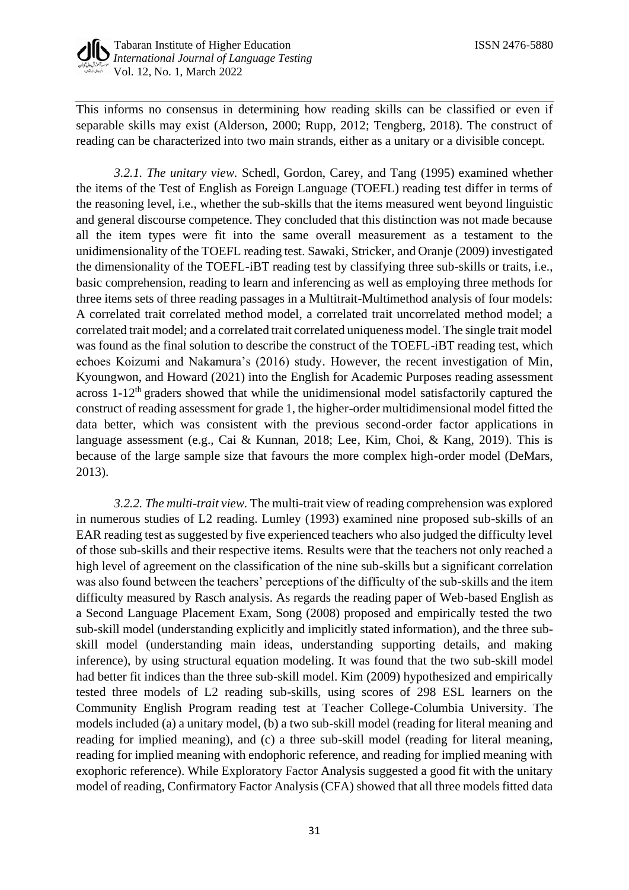This informs no consensus in determining how reading skills can be classified or even if separable skills may exist (Alderson, 2000; Rupp, 2012; Tengberg, 2018). The construct of reading can be characterized into two main strands, either as a unitary or a divisible concept.

*3.2.1. The unitary view.* Schedl, Gordon, Carey, and Tang (1995) examined whether the items of the Test of English as Foreign Language (TOEFL) reading test differ in terms of the reasoning level, i.e., whether the sub-skills that the items measured went beyond linguistic and general discourse competence. They concluded that this distinction was not made because all the item types were fit into the same overall measurement as a testament to the unidimensionality of the TOEFL reading test. Sawaki, Stricker, and Oranje (2009) investigated the dimensionality of the TOEFL-iBT reading test by classifying three sub-skills or traits, i.e., basic comprehension, reading to learn and inferencing as well as employing three methods for three items sets of three reading passages in a Multitrait-Multimethod analysis of four models: A correlated trait correlated method model, a correlated trait uncorrelated method model; a correlated trait model; and a correlated trait correlated uniqueness model. The single trait model was found as the final solution to describe the construct of the TOEFL-iBT reading test, which echoes Koizumi and Nakamura's (2016) study. However, the recent investigation of Min, Kyoungwon, and Howard (2021) into the English for Academic Purposes reading assessment across 1-12th graders showed that while the unidimensional model satisfactorily captured the construct of reading assessment for grade 1, the higher-order multidimensional model fitted the data better, which was consistent with the previous second-order factor applications in language assessment (e.g., Cai & Kunnan, 2018; Lee, Kim, Choi, & Kang, 2019). This is because of the large sample size that favours the more complex high-order model (DeMars, 2013).

*3.2.2. The multi-trait view.* The multi-trait view of reading comprehension was explored in numerous studies of L2 reading. Lumley (1993) examined nine proposed sub-skills of an EAR reading test as suggested by five experienced teachers who also judged the difficulty level of those sub-skills and their respective items. Results were that the teachers not only reached a high level of agreement on the classification of the nine sub-skills but a significant correlation was also found between the teachers' perceptions of the difficulty of the sub-skills and the item difficulty measured by Rasch analysis. As regards the reading paper of Web-based English as a Second Language Placement Exam, Song (2008) proposed and empirically tested the two sub-skill model (understanding explicitly and implicitly stated information), and the three sub-skill model (understanding main ideas, understanding supporting details, and making inference), by using structural equation modeling. It was found that the two sub-skill model had better fit indices than the three sub-skill model. Kim (2009) hypothesized and empirically tested three models of L2 reading sub-skills, using scores of 298 ESL learners on the Community English Program reading test at Teacher College-Columbia University. The models included (a) a unitary model, (b) a two sub-skill model (reading for literal meaning and reading for implied meaning), and (c) a three sub-skill model (reading for literal meaning, reading for implied meaning with endophoric reference, and reading for implied meaning with exophoric reference). While Exploratory Factor Analysis suggested a good fit with the unitary model of reading, Confirmatory Factor Analysis (CFA) showed that all three models fitted data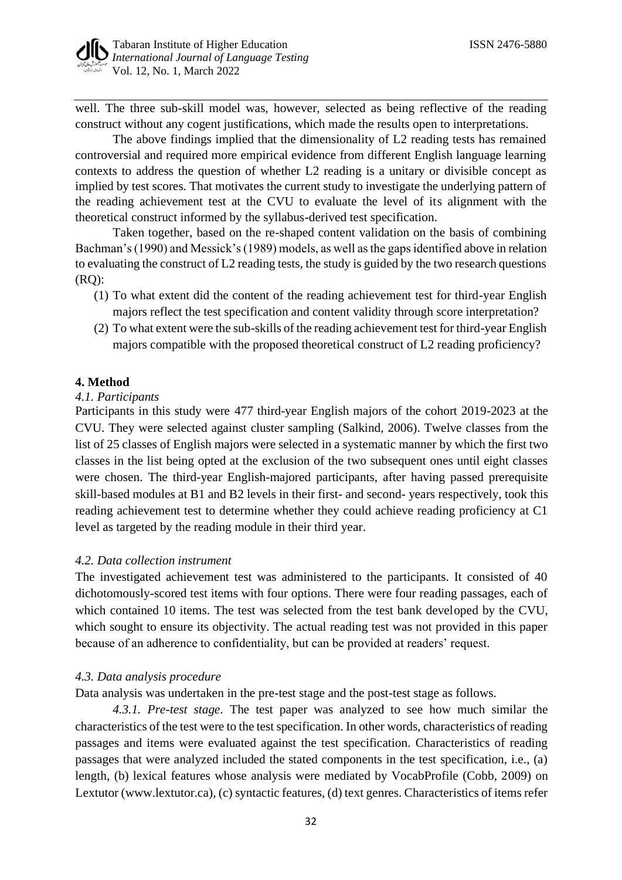well. The three sub-skill model was, however, selected as being reflective of the reading construct without any cogent justifications, which made the results open to interpretations.

The above findings implied that the dimensionality of L2 reading tests has remained controversial and required more empirical evidence from different English language learning contexts to address the question of whether L2 reading is a unitary or divisible concept as implied by test scores. That motivates the current study to investigate the underlying pattern of the reading achievement test at the CVU to evaluate the level of its alignment with the theoretical construct informed by the syllabus-derived test specification.

Taken together, based on the re-shaped content validation on the basis of combining Bachman's (1990) and Messick's (1989) models, as well as the gaps identified above in relation to evaluating the construct of L2 reading tests, the study is guided by the two research questions (RQ):

(1) To what extent did the content of the reading achievement test for third-year English majors reflect the test specification and content validity through score interpretation?

(2) To what extent were the sub-skills of the reading achievement test for third-year English majors compatible with the proposed theoretical construct of L2 reading proficiency?

## 4. Method

### *4.1. Participants*

Participants in this study were 477 third-year English majors of the cohort 2019-2023 at the CVU. They were selected against cluster sampling (Salkind, 2006). Twelve classes from the list of 25 classes of English majors were selected in a systematic manner by which the first two classes in the list being opted at the exclusion of the two subsequent ones until eight classes were chosen. The third-year English-majored participants, after having passed prerequisite skill-based modules at B1 and B2 levels in their first- and second- years respectively, took this reading achievement test to determine whether they could achieve reading proficiency at C1 level as targeted by the reading module in their third year.

### *4.2. Data collection instrument*

The investigated achievement test was administered to the participants. It consisted of 40 dichotomously-scored test items with four options. There were four reading passages, each of which contained 10 items. The test was selected from the test bank developed by the CVU, which sought to ensure its objectivity. The actual reading test was not provided in this paper because of an adherence to confidentiality, but can be provided at readers' request.

### *4.3. Data analysis procedure*

Data analysis was undertaken in the pre-test stage and the post-test stage as follows.

*4.3.1. Pre-test stage*. The test paper was analyzed to see how much similar the characteristics of the test were to the test specification. In other words, characteristics of reading passages and items were evaluated against the test specification. Characteristics of reading passages that were analyzed included the stated components in the test specification, i.e., (a) length, (b) lexical features whose analysis were mediated by VocabProfile (Cobb, 2009) on Lextutor (www.lextutor.ca), (c) syntactic features, (d) text genres. Characteristics of items refer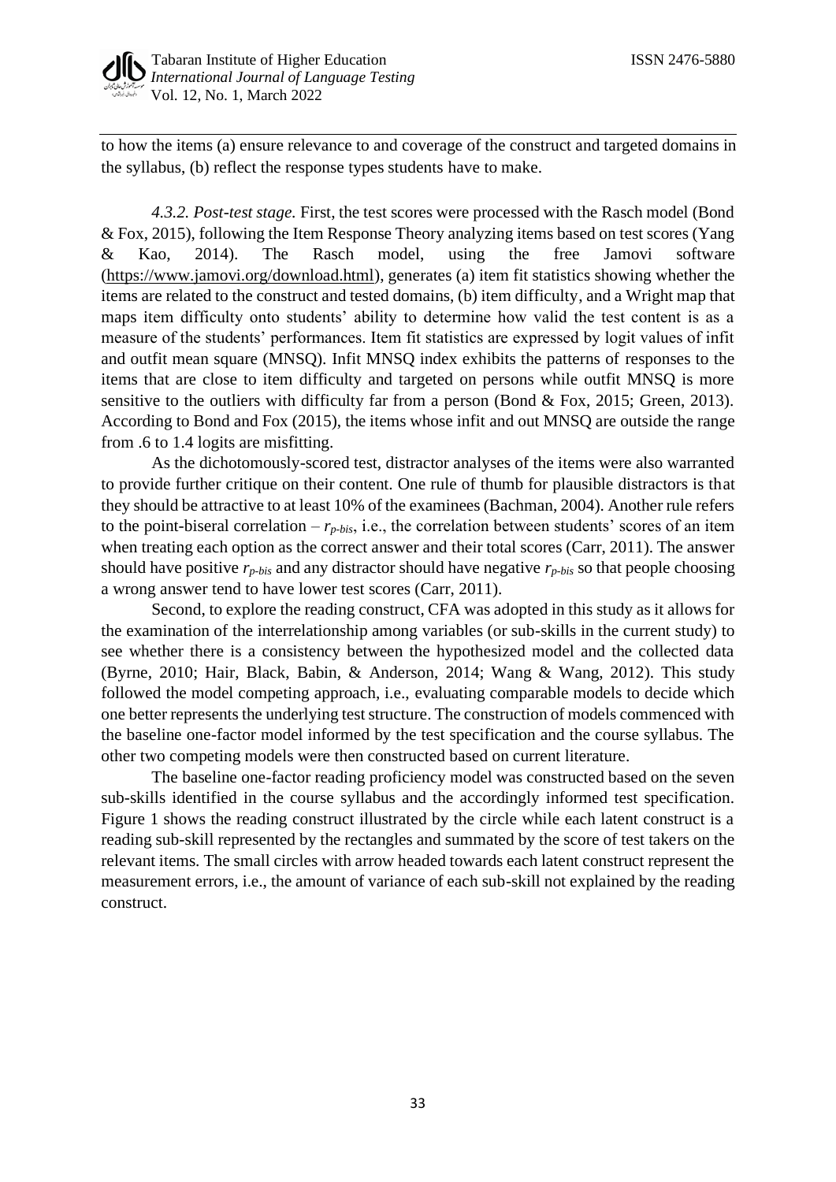to how the items (a) ensure relevance to and coverage of the construct and targeted domains in the syllabus, (b) reflect the response types students have to make.

*4.3.2. Post-test stage.* First, the test scores were processed with the Rasch model (Bond & Fox, 2015), following the Item Response Theory analyzing items based on test scores (Yang & Kao, 2014). The Rasch model, using the free Jamovi software (https://www.jamovi.org/download.html), generates (a) item fit statistics showing whether the items are related to the construct and tested domains, (b) item difficulty, and a Wright map that maps item difficulty onto students' ability to determine how valid the test content is as a measure of the students' performances. Item fit statistics are expressed by logit values of infit and outfit mean square (MNSQ). Infit MNSQ index exhibits the patterns of responses to the items that are close to item difficulty and targeted on persons while outfit MNSQ is more sensitive to the outliers with difficulty far from a person (Bond & Fox, 2015; Green, 2013). According to Bond and Fox (2015), the items whose infit and out MNSQ are outside the range from .6 to 1.4 logits are misfitting.

As the dichotomously-scored test, distractor analyses of the items were also warranted to provide further critique on their content. One rule of thumb for plausible distractors is that they should be attractive to at least 10% of the examinees (Bachman, 2004). Another rule refers to the point-biseral correlation – $r_{p\text{-}bis}$, i.e., the correlation between students' scores of an item when treating each option as the correct answer and their total scores (Carr, 2011). The answer should have positive $r_{p\text{-}bis}$ and any distractor should have negative $r_{p\text{-}bis}$ so that people choosing a wrong answer tend to have lower test scores (Carr, 2011).

Second, to explore the reading construct, CFA was adopted in this study as it allows for the examination of the interrelationship among variables (or sub-skills in the current study) to see whether there is a consistency between the hypothesized model and the collected data (Byrne, 2010; Hair, Black, Babin, & Anderson, 2014; Wang & Wang, 2012). This study followed the model competing approach, i.e., evaluating comparable models to decide which one better represents the underlying test structure. The construction of models commenced with the baseline one-factor model informed by the test specification and the course syllabus. The other two competing models were then constructed based on current literature.

The baseline one-factor reading proficiency model was constructed based on the seven sub-skills identified in the course syllabus and the accordingly informed test specification. Figure 1 shows the reading construct illustrated by the circle while each latent construct is a reading sub-skill represented by the rectangles and summated by the score of test takers on the relevant items. The small circles with arrow headed towards each latent construct represent the measurement errors, i.e., the amount of variance of each sub-skill not explained by the reading construct.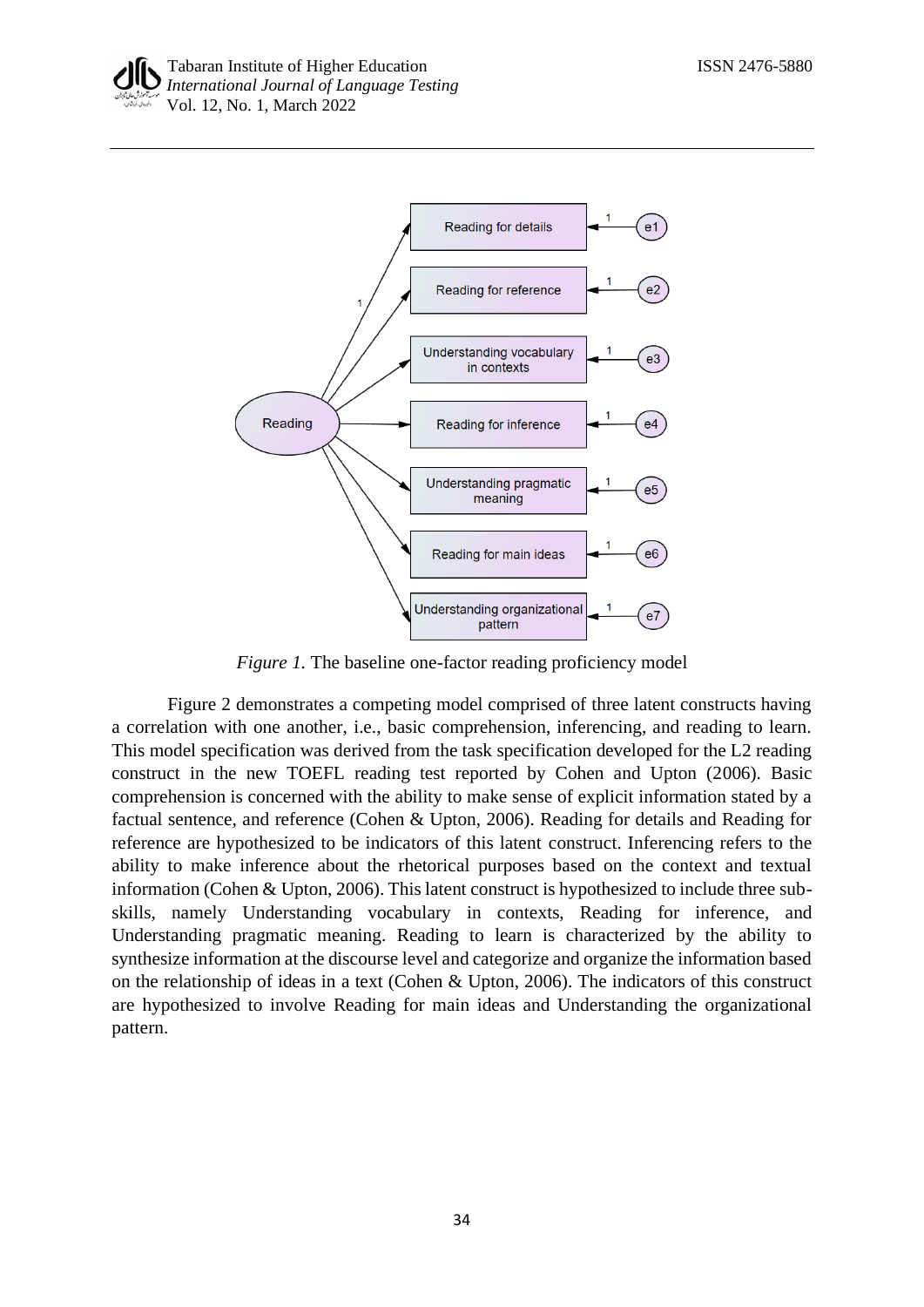*Figure 1.* The baseline one-factor reading proficiency model

Figure 2 demonstrates a competing model comprised of three latent constructs having a correlation with one another, i.e., basic comprehension, inferencing, and reading to learn. This model specification was derived from the task specification developed for the L2 reading construct in the new TOEFL reading test reported by Cohen and Upton (2006). Basic comprehension is concerned with the ability to make sense of explicit information stated by a factual sentence, and reference (Cohen & Upton, 2006). Reading for details and Reading for reference are hypothesized to be indicators of this latent construct. Inferencing refers to the ability to make inference about the rhetorical purposes based on the context and textual information (Cohen & Upton, 2006). This latent construct is hypothesized to include three sub-skills, namely Understanding vocabulary in contexts, Reading for inference, and Understanding pragmatic meaning. Reading to learn is characterized by the ability to synthesize information at the discourse level and categorize and organize the information based on the relationship of ideas in a text (Cohen & Upton, 2006). The indicators of this construct are hypothesized to involve Reading for main ideas and Understanding the organizational pattern.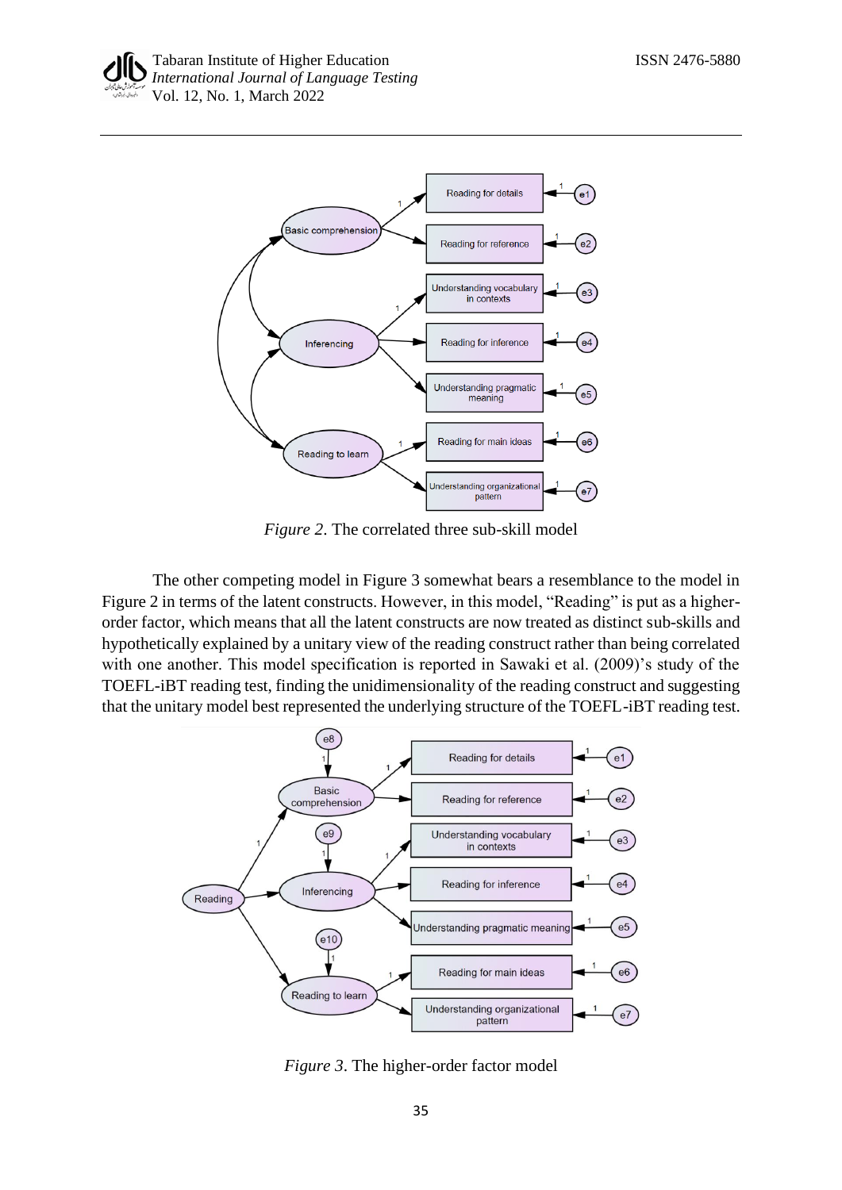*Figure 2*. The correlated three sub-skill model

The other competing model in Figure 3 somewhat bears a resemblance to the model in Figure 2 in terms of the latent constructs. However, in this model, "Reading" is put as a higher-order factor, which means that all the latent constructs are now treated as distinct sub-skills and hypothetically explained by a unitary view of the reading construct rather than being correlated with one another. This model specification is reported in Sawaki et al. (2009)'s study of the TOEFL-iBT reading test, finding the unidimensionality of the reading construct and suggesting that the unitary model best represented the underlying structure of the TOEFL-iBT reading test.

*Figure 3*. The higher-order factor model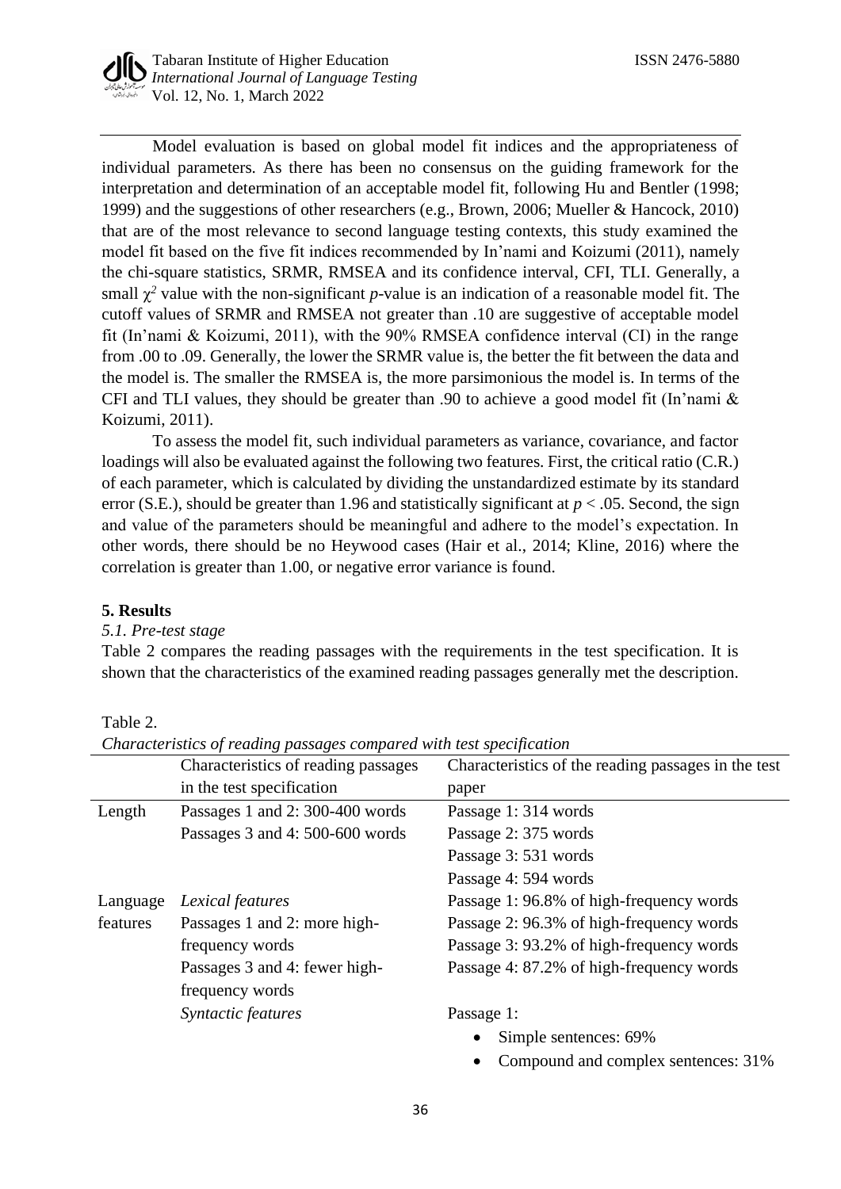Model evaluation is based on global model fit indices and the appropriateness of individual parameters. As there has been no consensus on the guiding framework for the interpretation and determination of an acceptable model fit, following Hu and Bentler (1998; 1999) and the suggestions of other researchers (e.g., Brown, 2006; Mueller & Hancock, 2010) that are of the most relevance to second language testing contexts, this study examined the model fit based on the five fit indices recommended by In'nami and Koizumi (2011), namely the chi-square statistics, SRMR, RMSEA and its confidence interval, CFI, TLI. Generally, a small $\chi^2$ value with the non-significant *p*-value is an indication of a reasonable model fit. The cutoff values of SRMR and RMSEA not greater than .10 are suggestive of acceptable model fit (In'nami & Koizumi, 2011), with the 90% RMSEA confidence interval (CI) in the range from .00 to .09. Generally, the lower the SRMR value is, the better the fit between the data and the model is. The smaller the RMSEA is, the more parsimonious the model is. In terms of the CFI and TLI values, they should be greater than .90 to achieve a good model fit (In'nami & Koizumi, 2011).

To assess the model fit, such individual parameters as variance, covariance, and factor loadings will also be evaluated against the following two features. First, the critical ratio (C.R.) of each parameter, which is calculated by dividing the unstandardized estimate by its standard error (S.E.), should be greater than 1.96 and statistically significant at $p < .05$. Second, the sign and value of the parameters should be meaningful and adhere to the model's expectation. In other words, there should be no Heywood cases (Hair et al., 2014; Kline, 2016) where the correlation is greater than 1.00, or negative error variance is found.

## 5. Results

### *5.1. Pre-test stage*

Table 2 compares the reading passages with the requirements in the test specification. It is shown that the characteristics of the examined reading passages generally met the description.

Table 2.

*Characteristics of reading passages compared with test specification*

| | Characteristics of reading passages in the test specification | Characteristics of the reading passages in the test paper |
|---|---|---|
| Length | Passages 1 and 2: 300-400 words<br>Passages 3 and 4: 500-600 words | Passage 1: 314 words<br>Passage 2: 375 words<br>Passage 3: 531 words<br>Passage 4: 594 words |
| Language features | *Lexical features*<br>Passages 1 and 2: more high-frequency words<br>Passages 3 and 4: fewer high-frequency words | Passage 1: 96.8% of high-frequency words<br>Passage 2: 96.3% of high-frequency words<br>Passage 3: 93.2% of high-frequency words<br>Passage 4: 87.2% of high-frequency words |
| | *Syntactic features* | Passage 1:<br>• Simple sentences: 69%<br>• Compound and complex sentences: 31% |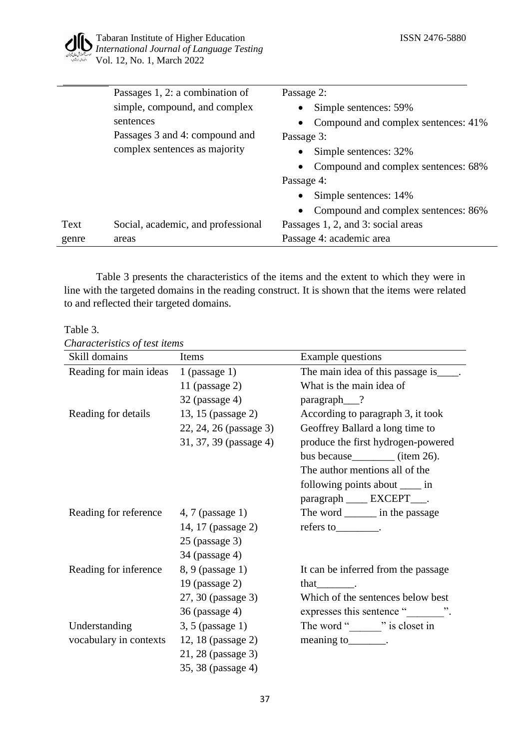| | | |
|---|---|---|
| | Passages 1, 2: a combination of simple, compound, and complex sentences<br>Passages 3 and 4: compound and complex sentences as majority | Passage 2:<br>• Simple sentences: 59%<br>• Compound and complex sentences: 41%<br>Passage 3:<br>• Simple sentences: 32%<br>• Compound and complex sentences: 68%<br>Passage 4:<br>• Simple sentences: 14%<br>• Compound and complex sentences: 86% |
| Text genre | Social, academic, and professional areas | Passages 1, 2, and 3: social areas<br>Passage 4: academic area |

Table 3 presents the characteristics of the items and the extent to which they were in line with the targeted domains in the reading construct. It is shown that the items were related to and reflected their targeted domains.

Table 3.
*Characteristics of test items*

| Skill domains | Items | Example questions |
|---|---|---|
| Reading for main ideas | 1 (passage 1)<br>11 (passage 2)<br>32 (passage 4) | The main idea of this passage is____.<br>What is the main idea of paragraph___? |
| Reading for details | 13, 15 (passage 2)<br>22, 24, 26 (passage 3)<br>31, 37, 39 (passage 4) | According to paragraph 3, it took Geoffrey Ballard a long time to produce the first hydrogen-powered bus because________ (item 26).<br>The author mentions all of the following points about ____ in paragraph ____ EXCEPT___. |
| Reading for reference | 4, 7 (passage 1)<br>14, 17 (passage 2)<br>25 (passage 3)<br>34 (passage 4) | The word ______ in the passage refers to________. |
| Reading for inference | 8, 9 (passage 1)<br>19 (passage 2)<br>27, 30 (passage 3)<br>36 (passage 4) | It can be inferred from the passage that_______.<br>Which of the sentences below best expresses this sentence "_______". |
| Understanding vocabulary in contexts | 3, 5 (passage 1)<br>12, 18 (passage 2)<br>21, 28 (passage 3)<br>35, 38 (passage 4) | The word "______" is closet in meaning to_______. |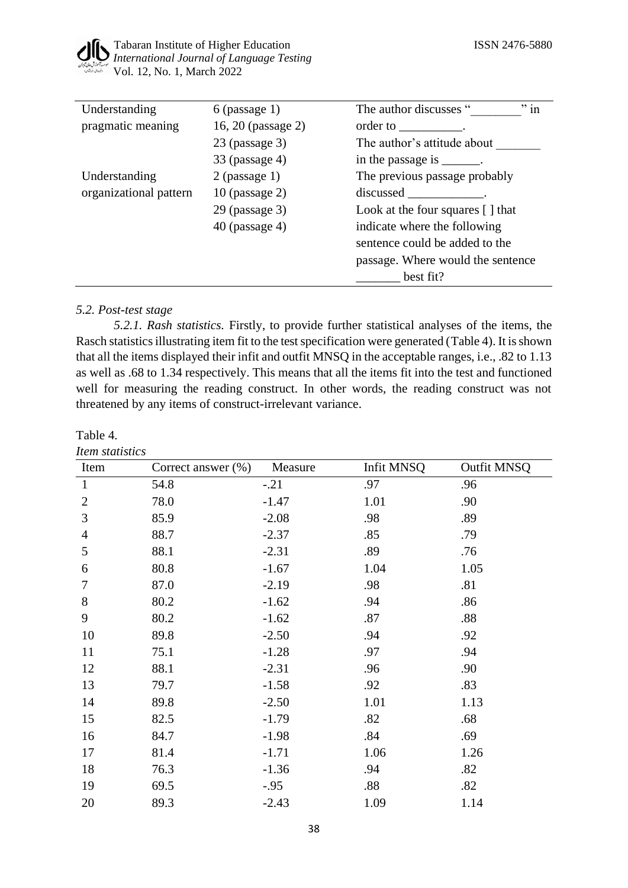| Understanding pragmatic meaning | 6 (passage 1) 16, 20 (passage 2) 23 (passage 3) 33 (passage 4) | The author discusses "________" in order to __________. The author's attitude about _______ in the passage is ______. |
|---|---|---|
| Understanding organizational pattern | 2 (passage 1) 10 (passage 2) 29 (passage 3) 40 (passage 4) | The previous passage probably discussed ____________. Look at the four squares [ ] that indicate where the following sentence could be added to the passage. Where would the sentence _______ best fit? |

### *5.2. Post-test stage*

*5.2.1. Rash statistics.* Firstly, to provide further statistical analyses of the items, the Rasch statistics illustrating item fit to the test specification were generated (Table 4). It is shown that all the items displayed their infit and outfit MNSQ in the acceptable ranges, i.e., .82 to 1.13 as well as .68 to 1.34 respectively. This means that all the items fit into the test and functioned well for measuring the reading construct. In other words, the reading construct was not threatened by any items of construct-irrelevant variance.

Table 4.
*Item statistics*

| Item | Correct answer (%) | Measure | Infit MNSQ | Outfit MNSQ |
|---|---|---|---|---|
| 1 | 54.8 | -.21 | .97 | .96 |
| 2 | 78.0 | -1.47 | 1.01 | .90 |
| 3 | 85.9 | -2.08 | .98 | .89 |
| 4 | 88.7 | -2.37 | .85 | .79 |
| 5 | 88.1 | -2.31 | .89 | .76 |
| 6 | 80.8 | -1.67 | 1.04 | 1.05 |
| 7 | 87.0 | -2.19 | .98 | .81 |
| 8 | 80.2 | -1.62 | .94 | .86 |
| 9 | 80.2 | -1.62 | .87 | .88 |
| 10 | 89.8 | -2.50 | .94 | .92 |
| 11 | 75.1 | -1.28 | .97 | .94 |
| 12 | 88.1 | -2.31 | .96 | .90 |
| 13 | 79.7 | -1.58 | .92 | .83 |
| 14 | 89.8 | -2.50 | 1.01 | 1.13 |
| 15 | 82.5 | -1.79 | .82 | .68 |
| 16 | 84.7 | -1.98 | .84 | .69 |
| 17 | 81.4 | -1.71 | 1.06 | 1.26 |
| 18 | 76.3 | -1.36 | .94 | .82 |
| 19 | 69.5 | -.95 | .88 | .82 |
| 20 | 89.3 | -2.43 | 1.09 | 1.14 |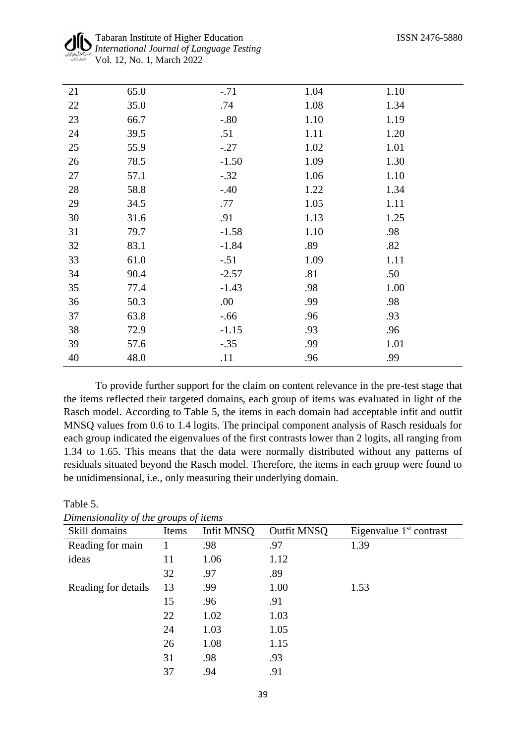| | | | | |
|---|---|---|---|---|
| 21 | 65.0 | -.71 | 1.04 | 1.10 |
| 22 | 35.0 | .74 | 1.08 | 1.34 |
| 23 | 66.7 | -.80 | 1.10 | 1.19 |
| 24 | 39.5 | .51 | 1.11 | 1.20 |
| 25 | 55.9 | -.27 | 1.02 | 1.01 |
| 26 | 78.5 | -1.50 | 1.09 | 1.30 |
| 27 | 57.1 | -.32 | 1.06 | 1.10 |
| 28 | 58.8 | -.40 | 1.22 | 1.34 |
| 29 | 34.5 | .77 | 1.05 | 1.11 |
| 30 | 31.6 | .91 | 1.13 | 1.25 |
| 31 | 79.7 | -1.58 | 1.10 | .98 |
| 32 | 83.1 | -1.84 | .89 | .82 |
| 33 | 61.0 | -.51 | 1.09 | 1.11 |
| 34 | 90.4 | -2.57 | .81 | .50 |
| 35 | 77.4 | -1.43 | .98 | 1.00 |
| 36 | 50.3 | .00 | .99 | .98 |
| 37 | 63.8 | -.66 | .96 | .93 |
| 38 | 72.9 | -1.15 | .93 | .96 |
| 39 | 57.6 | -.35 | .99 | 1.01 |
| 40 | 48.0 | .11 | .96 | .99 |

To provide further support for the claim on content relevance in the pre-test stage that the items reflected their targeted domains, each group of items was evaluated in light of the Rasch model. According to Table 5, the items in each domain had acceptable infit and outfit MNSQ values from 0.6 to 1.4 logits. The principal component analysis of Rasch residuals for each group indicated the eigenvalues of the first contrasts lower than 2 logits, all ranging from 1.34 to 1.65. This means that the data were normally distributed without any patterns of residuals situated beyond the Rasch model. Therefore, the items in each group were found to be unidimensional, i.e., only measuring their underlying domain.

Table 5.
*Dimensionality of the groups of items*

| Skill domains | Items | Infit MNSQ | Outfit MNSQ | Eigenvalue 1st contrast |
|---|---|---|---|---|
| Reading for main ideas | 1 | .98 | .97 | 1.39 |
| | 11 | 1.06 | 1.12 | |
| | 32 | .97 | .89 | |
| Reading for details | 13 | .99 | 1.00 | 1.53 |
| | 15 | .96 | .91 | |
| | 22 | 1.02 | 1.03 | |
| | 24 | 1.03 | 1.05 | |
| | 26 | 1.08 | 1.15 | |
| | 31 | .98 | .93 | |
| | 37 | .94 | .91 | |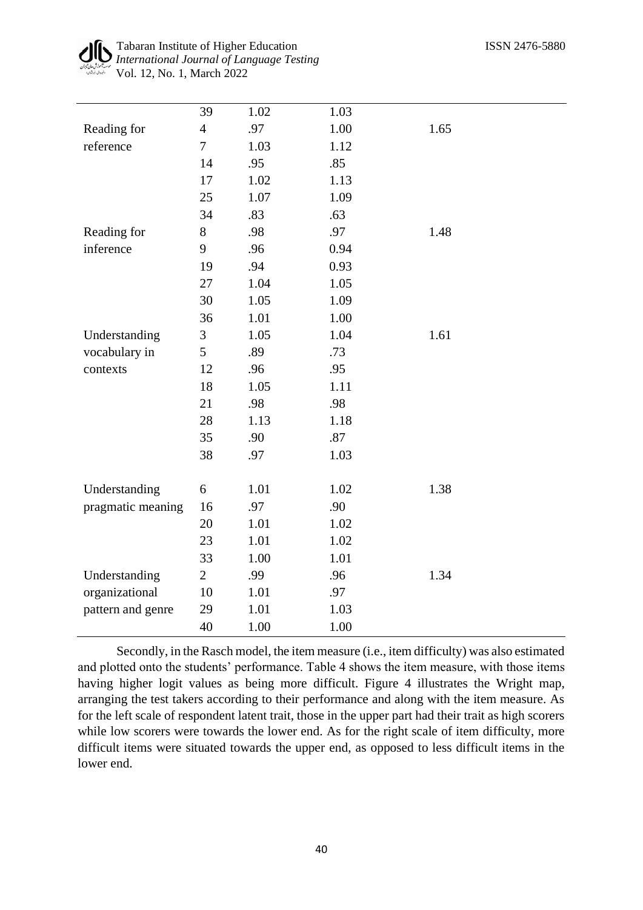| | | | | |
|---|---|---|---|---|
| | 39 | 1.02 | 1.03 | |
| Reading for reference | 4 | .97 | 1.00 | 1.65 |
| | 7 | 1.03 | 1.12 | |
| | 14 | .95 | .85 | |
| | 17 | 1.02 | 1.13 | |
| | 25 | 1.07 | 1.09 | |
| | 34 | .83 | .63 | |
| Reading for inference | 8 | .98 | .97 | 1.48 |
| | 9 | .96 | 0.94 | |
| | 19 | .94 | 0.93 | |
| | 27 | 1.04 | 1.05 | |
| | 30 | 1.05 | 1.09 | |
| | 36 | 1.01 | 1.00 | |
| Understanding vocabulary in contexts | 3 | 1.05 | 1.04 | 1.61 |
| | 5 | .89 | .73 | |
| | 12 | .96 | .95 | |
| | 18 | 1.05 | 1.11 | |
| | 21 | .98 | .98 | |
| | 28 | 1.13 | 1.18 | |
| | 35 | .90 | .87 | |
| | 38 | .97 | 1.03 | |
| Understanding pragmatic meaning | 6 | 1.01 | 1.02 | 1.38 |
| | 16 | .97 | .90 | |
| | 20 | 1.01 | 1.02 | |
| | 23 | 1.01 | 1.02 | |
| | 33 | 1.00 | 1.01 | |
| Understanding organizational pattern and genre | 2 | .99 | .96 | 1.34 |
| | 10 | 1.01 | .97 | |
| | 29 | 1.01 | 1.03 | |
| | 40 | 1.00 | 1.00 | |

Secondly, in the Rasch model, the item measure (i.e., item difficulty) was also estimated and plotted onto the students' performance. Table 4 shows the item measure, with those items having higher logit values as being more difficult. Figure 4 illustrates the Wright map, arranging the test takers according to their performance and along with the item measure. As for the left scale of respondent latent trait, those in the upper part had their trait as high scorers while low scorers were towards the lower end. As for the right scale of item difficulty, more difficult items were situated towards the upper end, as opposed to less difficult items in the lower end.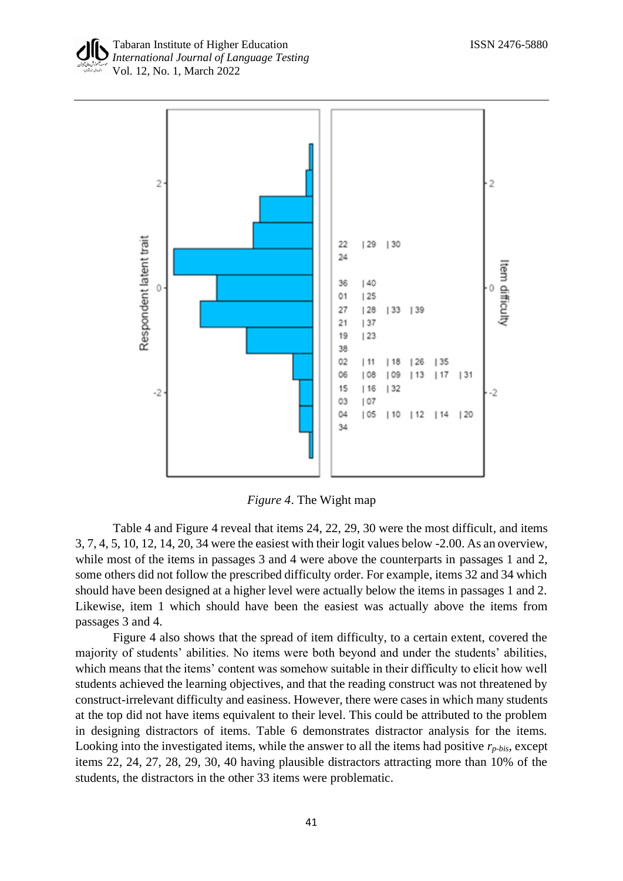*Figure 4*. The Wight map

Table 4 and Figure 4 reveal that items 24, 22, 29, 30 were the most difficult, and items 3, 7, 4, 5, 10, 12, 14, 20, 34 were the easiest with their logit values below -2.00. As an overview, while most of the items in passages 3 and 4 were above the counterparts in passages 1 and 2, some others did not follow the prescribed difficulty order. For example, items 32 and 34 which should have been designed at a higher level were actually below the items in passages 1 and 2. Likewise, item 1 which should have been the easiest was actually above the items from passages 3 and 4.

Figure 4 also shows that the spread of item difficulty, to a certain extent, covered the majority of students' abilities. No items were both beyond and under the students' abilities, which means that the items' content was somehow suitable in their difficulty to elicit how well students achieved the learning objectives, and that the reading construct was not threatened by construct-irrelevant difficulty and easiness. However, there were cases in which many students at the top did not have items equivalent to their level. This could be attributed to the problem in designing distractors of items. Table 6 demonstrates distractor analysis for the items. Looking into the investigated items, while the answer to all the items had positive $r_{p\text{-}bis}$, except items 22, 24, 27, 28, 29, 30, 40 having plausible distractors attracting more than 10% of the students, the distractors in the other 33 items were problematic.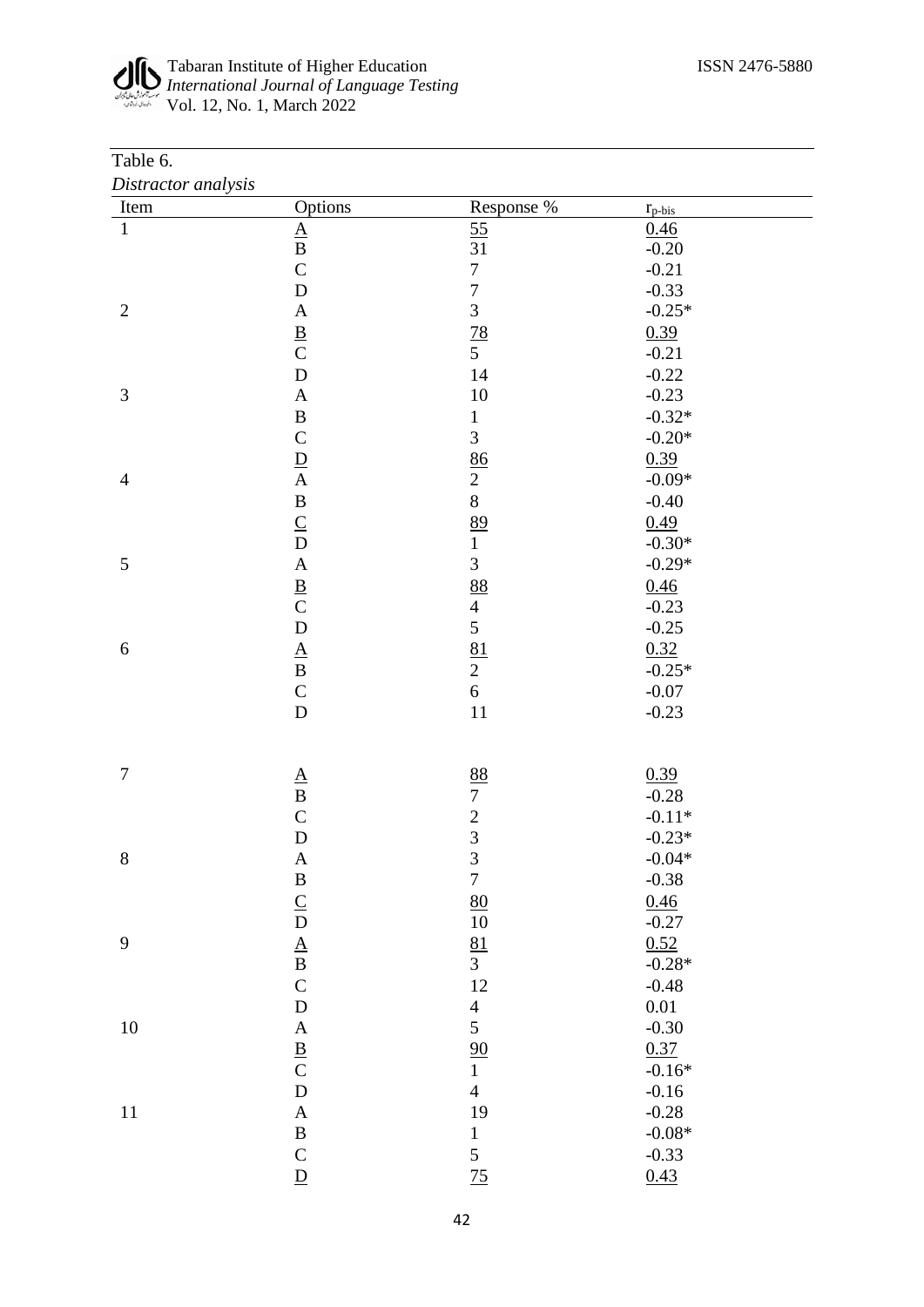Table 6.
*Distractor analysis*

| Item | Options | Response % | $r_{p\text{-}bis}$ |
|---|---|---|---|
| 1 | <u>A</u> | <u>55</u> | <u>0.46</u> |
| | B | 31 | -0.20 |
| | C | 7 | -0.21 |
| | D | 7 | -0.33 |
| 2 | A | 3 | -0.25* |
| | <u>B</u> | <u>78</u> | <u>0.39</u> |
| | C | 5 | -0.21 |
| | D | 14 | -0.22 |
| 3 | A | 10 | -0.23 |
| | B | 1 | -0.32* |
| | C | 3 | -0.20* |
| | <u>D</u> | <u>86</u> | <u>0.39</u> |
| 4 | A | 2 | -0.09* |
| | B | 8 | -0.40 |
| | <u>C</u> | <u>89</u> | <u>0.49</u> |
| | D | 1 | -0.30* |
| 5 | A | 3 | -0.29* |
| | <u>B</u> | <u>88</u> | <u>0.46</u> |
| | C | 4 | -0.23 |
| | D | 5 | -0.25 |
| 6 | <u>A</u> | <u>81</u> | <u>0.32</u> |
| | B | 2 | -0.25* |
| | C | 6 | -0.07 |
| | D | 11 | -0.23 |
| 7 | <u>A</u> | <u>88</u> | <u>0.39</u> |
| | B | 7 | -0.28 |
| | C | 2 | -0.11* |
| | D | 3 | -0.23* |
| 8 | A | 3 | -0.04* |
| | B | 7 | -0.38 |
| | <u>C</u> | <u>80</u> | <u>0.46</u> |
| | D | 10 | -0.27 |
| 9 | <u>A</u> | <u>81</u> | <u>0.52</u> |
| | B | 3 | -0.28* |
| | C | 12 | -0.48 |
| | D | 4 | 0.01 |
| 10 | A | 5 | -0.30 |
| | <u>B</u> | <u>90</u> | <u>0.37</u> |
| | C | 1 | -0.16* |
| | D | 4 | -0.16 |
| 11 | A | 19 | -0.28 |
| | B | 1 | -0.08* |
| | C | 5 | -0.33 |
| | <u>D</u> | <u>75</u> | <u>0.43</u> |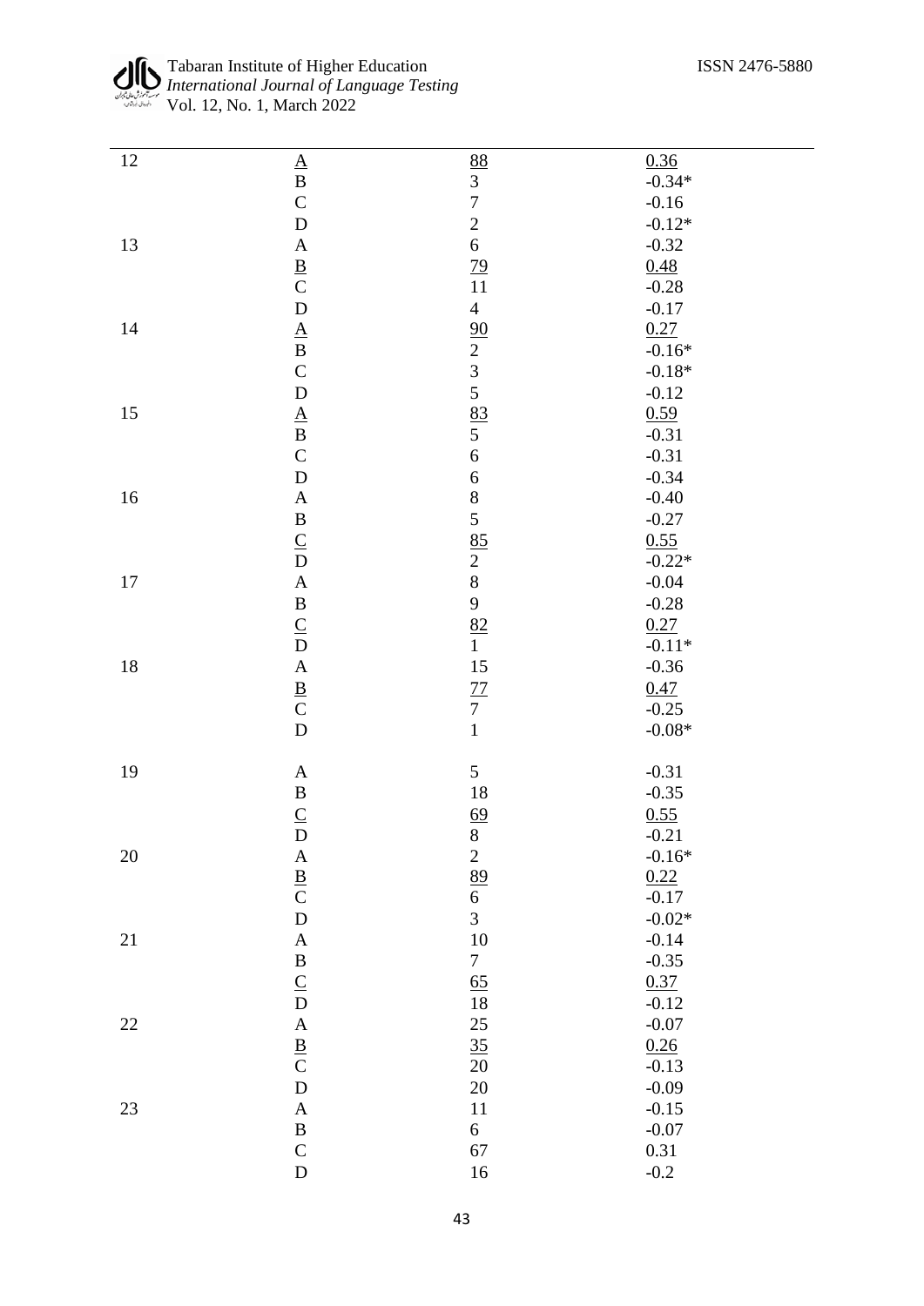| | | | |
|---|---|---|---|
| 12 | <u>A</u> | <u>88</u> | <u>0.36</u> |
| | B | 3 | -0.34* |
| | C | 7 | -0.16 |
| | D | 2 | -0.12* |
| 13 | A | 6 | -0.32 |
| | <u>B</u> | <u>79</u> | <u>0.48</u> |
| | C | 11 | -0.28 |
| | D | 4 | -0.17 |
| 14 | <u>A</u> | <u>90</u> | <u>0.27</u> |
| | B | 2 | -0.16* |
| | C | 3 | -0.18* |
| | D | 5 | -0.12 |
| 15 | <u>A</u> | <u>83</u> | <u>0.59</u> |
| | B | 5 | -0.31 |
| | C | 6 | -0.31 |
| | D | 6 | -0.34 |
| 16 | A | 8 | -0.40 |
| | B | 5 | -0.27 |
| | <u>C</u> | <u>85</u> | <u>0.55</u> |
| | D | 2 | -0.22* |
| 17 | A | 8 | -0.04 |
| | B | 9 | -0.28 |
| | <u>C</u> | <u>82</u> | <u>0.27</u> |
| | D | 1 | -0.11* |
| 18 | A | 15 | -0.36 |
| | <u>B</u> | <u>77</u> | <u>0.47</u> |
| | C | 7 | -0.25 |
| | D | 1 | -0.08* |
| 19 | A | 5 | -0.31 |
| | B | 18 | -0.35 |
| | <u>C</u> | <u>69</u> | <u>0.55</u> |
| | D | 8 | -0.21 |
| 20 | A | 2 | -0.16* |
| | <u>B</u> | <u>89</u> | <u>0.22</u> |
| | C | 6 | -0.17 |
| | D | 3 | -0.02* |
| 21 | A | 10 | -0.14 |
| | B | 7 | -0.35 |
| | <u>C</u> | <u>65</u> | <u>0.37</u> |
| | D | 18 | -0.12 |
| 22 | A | 25 | -0.07 |
| | <u>B</u> | <u>35</u> | <u>0.26</u> |
| | C | 20 | -0.13 |
| | D | 20 | -0.09 |
| 23 | A | 11 | -0.15 |
| | B | 6 | -0.07 |
| | C | 67 | 0.31 |
| | D | 16 | -0.2 |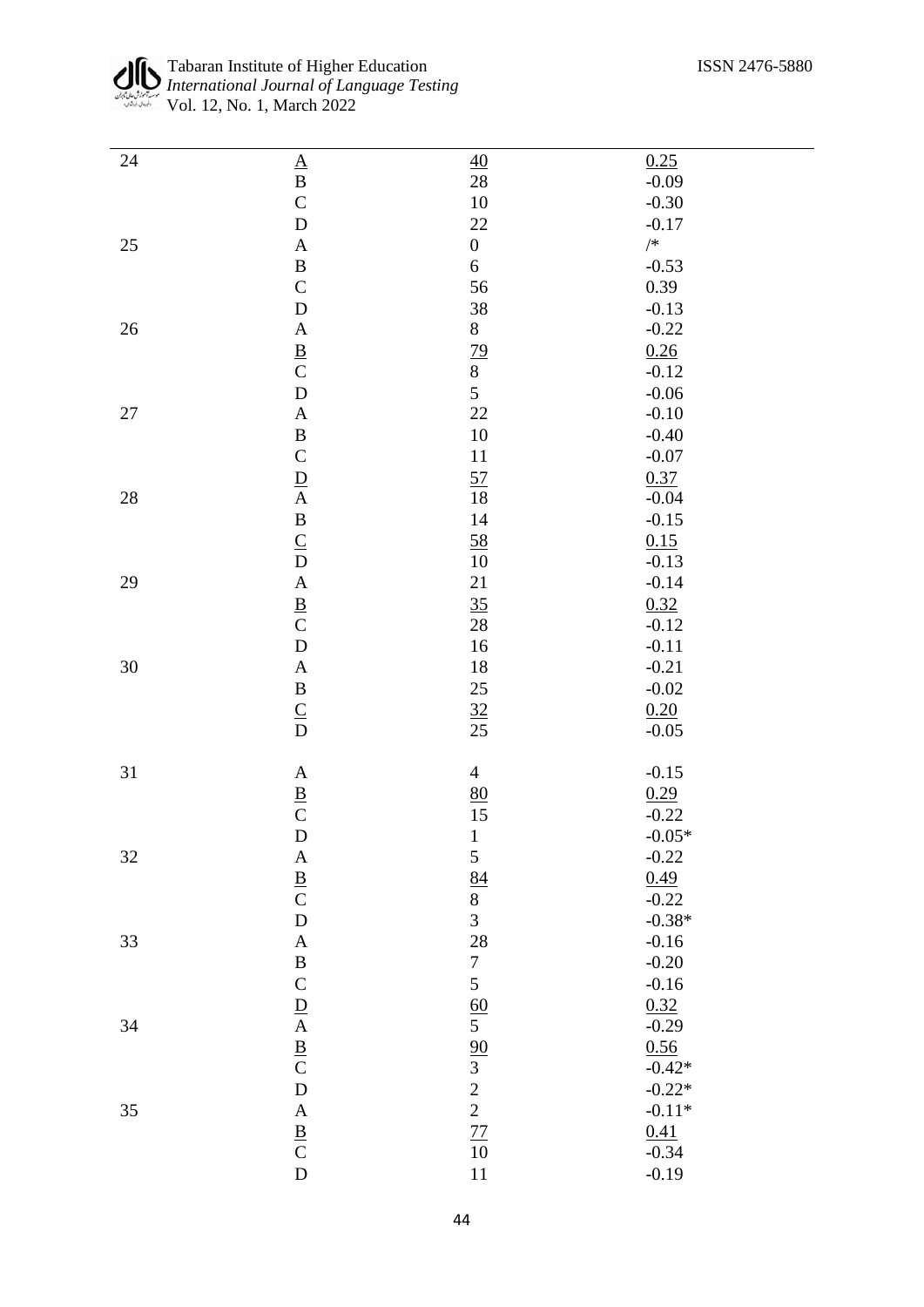| | | | |
|---|---|---|---|
| 24 | <u>A</u> | <u>40</u> | <u>0.25</u> |
| | B | 28 | -0.09 |
| | C | 10 | -0.30 |
| | D | 22 | -0.17 |
| 25 | A | 0 | /* |
| | B | 6 | -0.53 |
| | C | 56 | 0.39 |
| | D | 38 | -0.13 |
| 26 | A | 8 | -0.22 |
| | <u>B</u> | <u>79</u> | <u>0.26</u> |
| | C | 8 | -0.12 |
| | D | 5 | -0.06 |
| 27 | A | 22 | -0.10 |
| | B | 10 | -0.40 |
| | C | 11 | -0.07 |
| | <u>D</u> | <u>57</u> | <u>0.37</u> |
| 28 | A | 18 | -0.04 |
| | B | 14 | -0.15 |
| | <u>C</u> | <u>58</u> | <u>0.15</u> |
| | D | 10 | -0.13 |
| 29 | A | 21 | -0.14 |
| | <u>B</u> | <u>35</u> | <u>0.32</u> |
| | C | 28 | -0.12 |
| | D | 16 | -0.11 |
| 30 | A | 18 | -0.21 |
| | B | 25 | -0.02 |
| | <u>C</u> | <u>32</u> | <u>0.20</u> |
| | D | 25 | -0.05 |
| 31 | A | 4 | -0.15 |
| | <u>B</u> | <u>80</u> | <u>0.29</u> |
| | C | 15 | -0.22 |
| | D | 1 | -0.05* |
| 32 | A | 5 | -0.22 |
| | <u>B</u> | <u>84</u> | <u>0.49</u> |
| | C | 8 | -0.22 |
| | D | 3 | -0.38* |
| 33 | A | 28 | -0.16 |
| | B | 7 | -0.20 |
| | C | 5 | -0.16 |
| | <u>D</u> | <u>60</u> | <u>0.32</u> |
| 34 | A | 5 | -0.29 |
| | <u>B</u> | <u>90</u> | <u>0.56</u> |
| | C | 3 | -0.42* |
| | D | 2 | -0.22* |
| 35 | A | 2 | -0.11* |
| | <u>B</u> | <u>77</u> | <u>0.41</u> |
| | C | 10 | -0.34 |
| | D | 11 | -0.19 |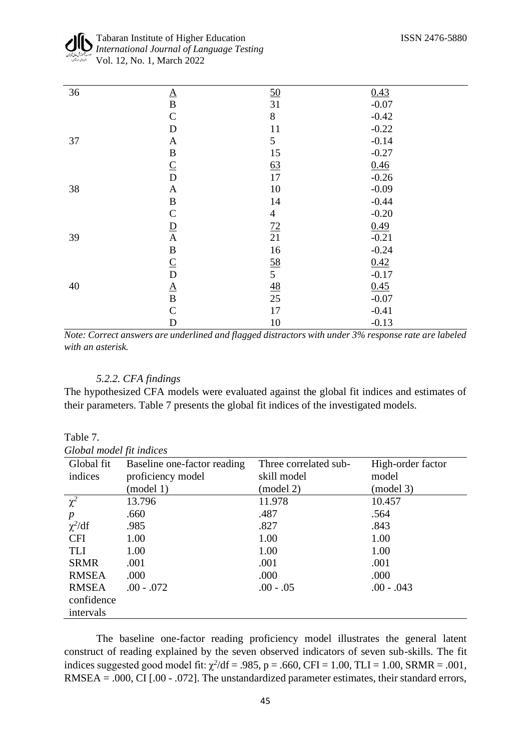| | | | |
|---|---|---|---|
| 36 | <u>A</u> | <u>50</u> | <u>0.43</u> |
| | B | 31 | -0.07 |
| | C | 8 | -0.42 |
| | D | 11 | -0.22 |
| 37 | A | 5 | -0.14 |
| | B | 15 | -0.27 |
| | <u>C</u> | <u>63</u> | <u>0.46</u> |
| | D | 17 | -0.26 |
| 38 | A | 10 | -0.09 |
| | B | 14 | -0.44 |
| | C | 4 | -0.20 |
| | <u>D</u> | <u>72</u> | <u>0.49</u> |
| 39 | A | 21 | -0.21 |
| | B | 16 | -0.24 |
| | <u>C</u> | <u>58</u> | <u>0.42</u> |
| | D | 5 | -0.17 |
| 40 | <u>A</u> | <u>48</u> | <u>0.45</u> |
| | B | 25 | -0.07 |
| | C | 17 | -0.41 |
| | D | 10 | -0.13 |

*Note: Correct answers are underlined and flagged distractors with under 3% response rate are labeled with an asterisk.*

### *5.2.2. CFA findings*

The hypothesized CFA models were evaluated against the global fit indices and estimates of their parameters. Table 7 presents the global fit indices of the investigated models.

Table 7.
*Global model fit indices*

| Global fit indices | Baseline one-factor reading proficiency model (model 1) | Three correlated sub-skill model (model 2) | High-order factor model (model 3) |
|---|---|---|---|
| $\chi^2$ | 13.796 | 11.978 | 10.457 |
| $p$ | .660 | .487 | .564 |
| $\chi^2$/df | .985 | .827 | .843 |
| CFI | 1.00 | 1.00 | 1.00 |
| TLI | 1.00 | 1.00 | 1.00 |
| SRMR | .001 | .001 | .001 |
| RMSEA | .000 | .000 | .000 |
| RMSEA confidence intervals | .00 - .072 | .00 - .05 | .00 - .043 |

The baseline one-factor reading proficiency model illustrates the general latent construct of reading explained by the seven observed indicators of seven sub-skills. The fit indices suggested good model fit: $\chi^2$/df = .985, p = .660, CFI = 1.00, TLI = 1.00, SRMR = .001, RMSEA = .000, CI [.00 - .072]. The unstandardized parameter estimates, their standard errors,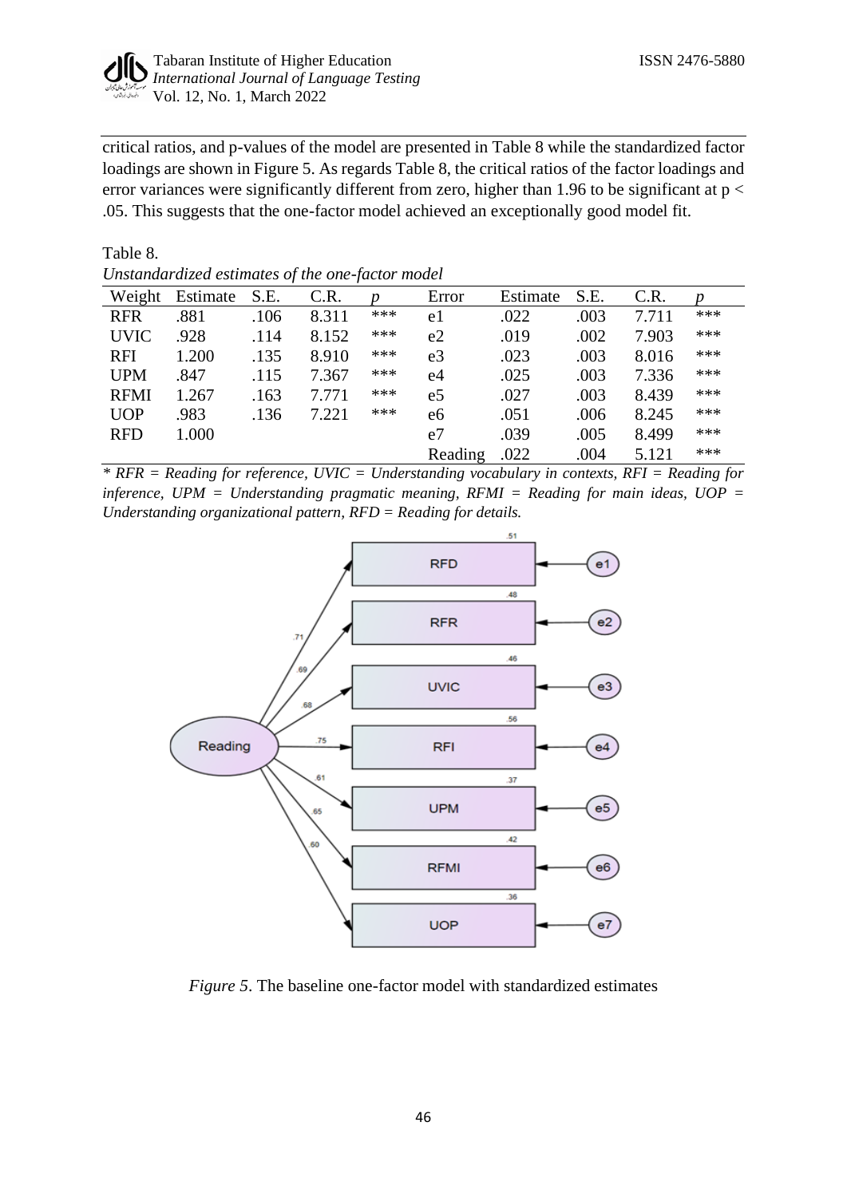critical ratios, and p-values of the model are presented in Table 8 while the standardized factor loadings are shown in Figure 5. As regards Table 8, the critical ratios of the factor loadings and error variances were significantly different from zero, higher than 1.96 to be significant at $p < .05$. This suggests that the one-factor model achieved an exceptionally good model fit.

Table 8.

*Unstandardized estimates of the one-factor model*

| Weight | Estimate | S.E. | C.R. | *p* | Error | Estimate | S.E. | C.R. | *p* |
|---|---|---|---|---|---|---|---|---|---|
| RFR | .881 | .106 | 8.311 | *** | e1 | .022 | .003 | 7.711 | *** |
| UVIC | .928 | .114 | 8.152 | *** | e2 | .019 | .002 | 7.903 | *** |
| RFI | 1.200 | .135 | 8.910 | *** | e3 | .023 | .003 | 8.016 | *** |
| UPM | .847 | .115 | 7.367 | *** | e4 | .025 | .003 | 7.336 | *** |
| RFMI | 1.267 | .163 | 7.771 | *** | e5 | .027 | .003 | 8.439 | *** |
| UOP | .983 | .136 | 7.221 | *** | e6 | .051 | .006 | 8.245 | *** |
| RFD | 1.000 | | | | e7 | .039 | .005 | 8.499 | *** |
| | | | | | Reading | .022 | .004 | 5.121 | *** |

*\* RFR = Reading for reference, UVIC = Understanding vocabulary in contexts, RFI = Reading for inference, UPM = Understanding pragmatic meaning, RFMI = Reading for main ideas, UOP = Understanding organizational pattern, RFD = Reading for details.*

*Figure 5*. The baseline one-factor model with standardized estimates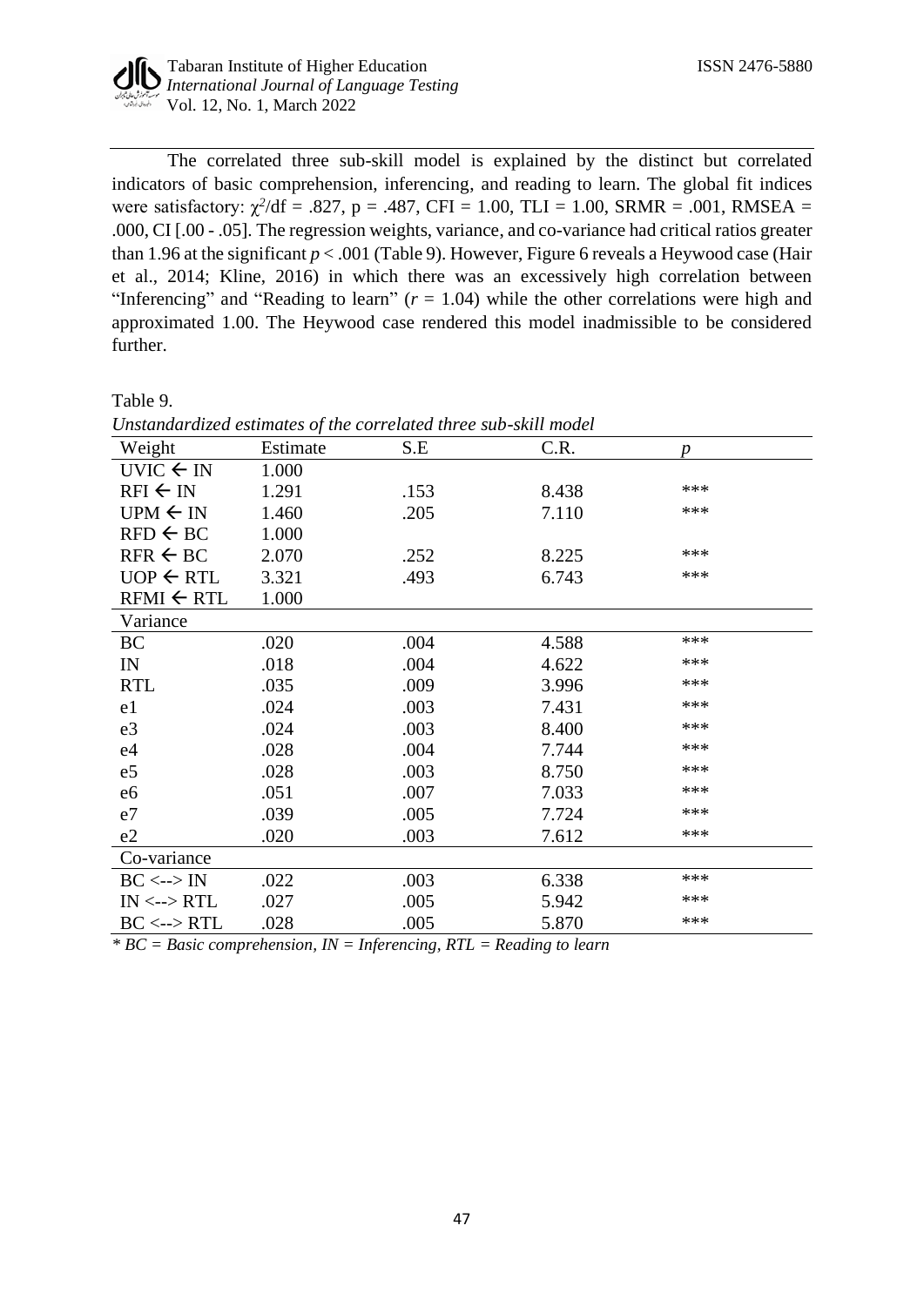The correlated three sub-skill model is explained by the distinct but correlated indicators of basic comprehension, inferencing, and reading to learn. The global fit indices were satisfactory: $\chi^2/df = .827$, p = .487, CFI = 1.00, TLI = 1.00, SRMR = .001, RMSEA = .000, CI [.00 - .05]. The regression weights, variance, and co-variance had critical ratios greater than 1.96 at the significant $p < .001$ (Table 9). However, Figure 6 reveals a Heywood case (Hair et al., 2014; Kline, 2016) in which there was an excessively high correlation between "Inferencing" and "Reading to learn" ($r = 1.04$) while the other correlations were high and approximated 1.00. The Heywood case rendered this model inadmissible to be considered further.

Table 9.
*Unstandardized estimates of the correlated three sub-skill model*

| Weight | Estimate | S.E | C.R. | *p* |
|---|---|---|---|---|
| UVIC ← IN | 1.000 | | | |
| RFI ← IN | 1.291 | .153 | 8.438 | *** |
| UPM ← IN | 1.460 | .205 | 7.110 | *** |
| RFD ← BC | 1.000 | | | |
| RFR ← BC | 2.070 | .252 | 8.225 | *** |
| UOP ← RTL | 3.321 | .493 | 6.743 | *** |
| RFMI ← RTL | 1.000 | | | |
| Variance | | | | |
| BC | .020 | .004 | 4.588 | *** |
| IN | .018 | .004 | 4.622 | *** |
| RTL | .035 | .009 | 3.996 | *** |
| e1 | .024 | .003 | 7.431 | *** |
| e3 | .024 | .003 | 8.400 | *** |
| e4 | .028 | .004 | 7.744 | *** |
| e5 | .028 | .003 | 8.750 | *** |
| e6 | .051 | .007 | 7.033 | *** |
| e7 | .039 | .005 | 7.724 | *** |
| e2 | .020 | .003 | 7.612 | *** |
| Co-variance | | | | |
| BC <--> IN | .022 | .003 | 6.338 | *** |
| IN <--> RTL | .027 | .005 | 5.942 | *** |
| BC <--> RTL | .028 | .005 | 5.870 | *** |

*\* BC = Basic comprehension, IN = Inferencing, RTL = Reading to learn*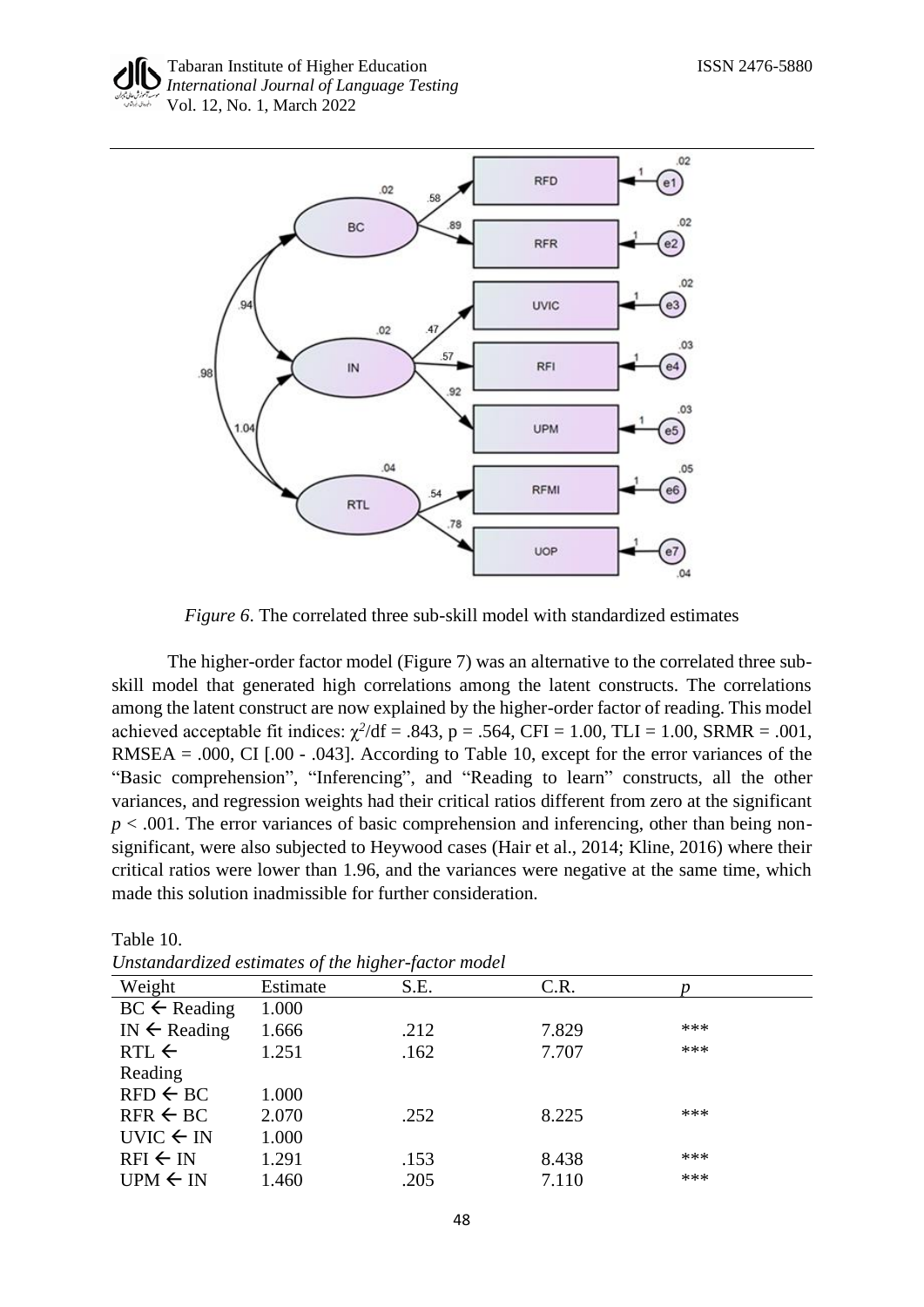*Figure 6*. The correlated three sub-skill model with standardized estimates

The higher-order factor model (Figure 7) was an alternative to the correlated three sub-skill model that generated high correlations among the latent constructs. The correlations among the latent construct are now explained by the higher-order factor of reading. This model achieved acceptable fit indices: $\chi^2$/df = .843, p = .564, CFI = 1.00, TLI = 1.00, SRMR = .001, RMSEA = .000, CI [.00 - .043]. According to Table 10, except for the error variances of the "Basic comprehension", "Inferencing", and "Reading to learn" constructs, all the other variances, and regression weights had their critical ratios different from zero at the significant $p < .001$. The error variances of basic comprehension and inferencing, other than being non-significant, were also subjected to Heywood cases (Hair et al., 2014; Kline, 2016) where their critical ratios were lower than 1.96, and the variances were negative at the same time, which made this solution inadmissible for further consideration.

Table 10.

*Unstandardized estimates of the higher-factor model*

| Weight | Estimate | S.E. | C.R. | *p* |
|---|---|---|---|---|
| BC ← Reading | 1.000 | | | |
| IN ← Reading | 1.666 | .212 | 7.829 | *** |
| RTL ← Reading | 1.251 | .162 | 7.707 | *** |
| RFD ← BC | 1.000 | | | |
| RFR ← BC | 2.070 | .252 | 8.225 | *** |
| UVIC ← IN | 1.000 | | | |
| RFI ← IN | 1.291 | .153 | 8.438 | *** |
| UPM ← IN | 1.460 | .205 | 7.110 | *** |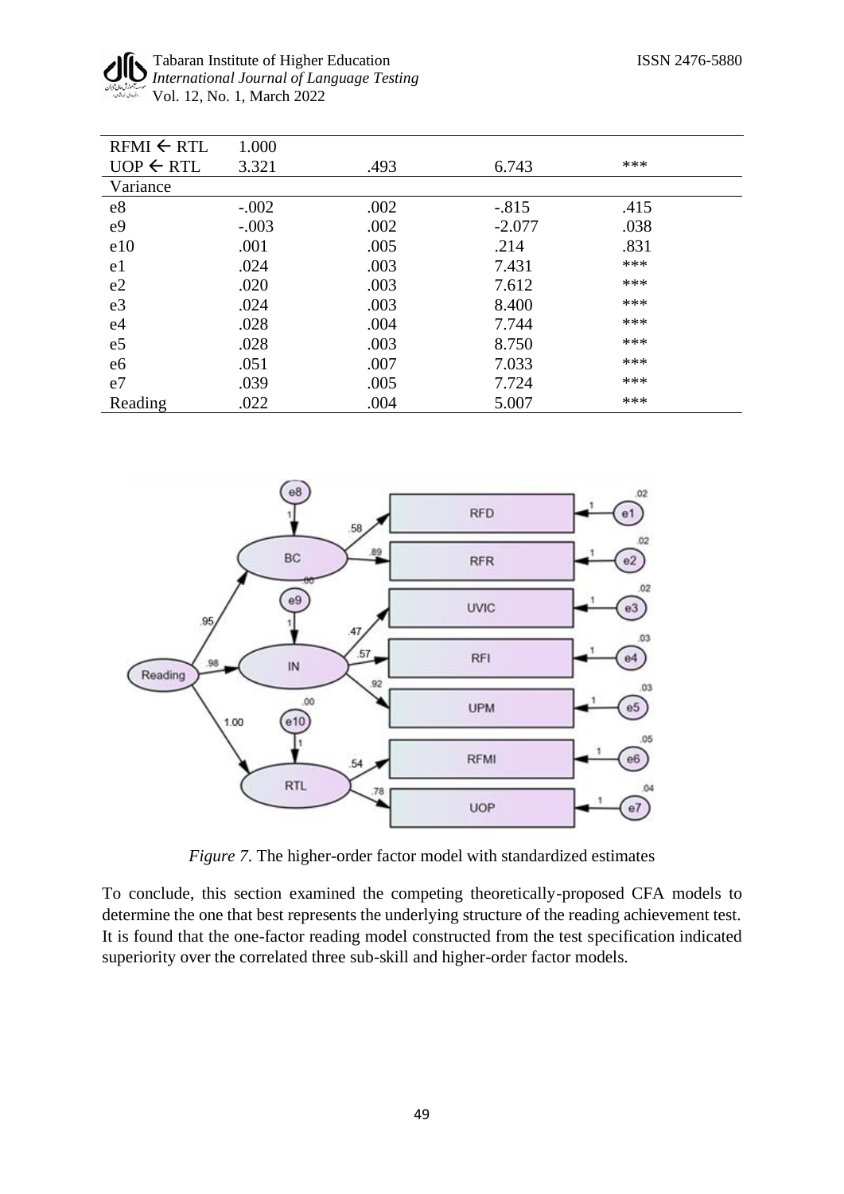| | | | | |
|---|---|---|---|---|
| RFMI ← RTL | 1.000 | | | |
| UOP ← RTL | 3.321 | .493 | 6.743 | *** |
| Variance | | | | |
| e8 | -.002 | .002 | -.815 | .415 |
| e9 | -.003 | .002 | -2.077 | .038 |
| e10 | .001 | .005 | .214 | .831 |
| e1 | .024 | .003 | 7.431 | *** |
| e2 | .020 | .003 | 7.612 | *** |
| e3 | .024 | .003 | 8.400 | *** |
| e4 | .028 | .004 | 7.744 | *** |
| e5 | .028 | .003 | 8.750 | *** |
| e6 | .051 | .007 | 7.033 | *** |
| e7 | .039 | .005 | 7.724 | *** |
| Reading | .022 | .004 | 5.007 | *** |

*Figure 7*. The higher-order factor model with standardized estimates

To conclude, this section examined the competing theoretically-proposed CFA models to determine the one that best represents the underlying structure of the reading achievement test. It is found that the one-factor reading model constructed from the test specification indicated superiority over the correlated three sub-skill and higher-order factor models.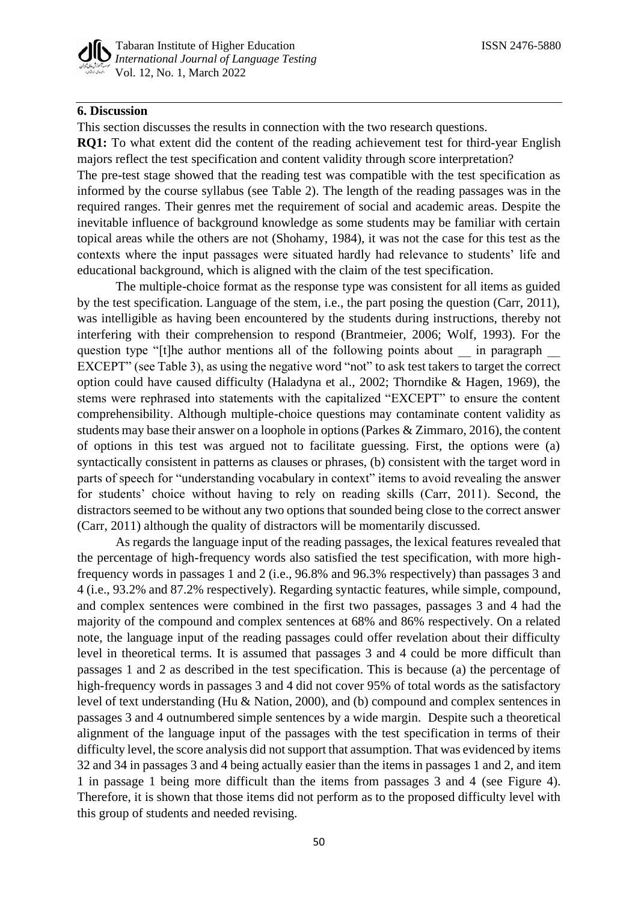## 6. Discussion

This section discusses the results in connection with the two research questions.

**RQ1:** To what extent did the content of the reading achievement test for third-year English majors reflect the test specification and content validity through score interpretation?

The pre-test stage showed that the reading test was compatible with the test specification as informed by the course syllabus (see Table 2). The length of the reading passages was in the required ranges. Their genres met the requirement of social and academic areas. Despite the inevitable influence of background knowledge as some students may be familiar with certain topical areas while the others are not (Shohamy, 1984), it was not the case for this test as the contexts where the input passages were situated hardly had relevance to students' life and educational background, which is aligned with the claim of the test specification.

The multiple-choice format as the response type was consistent for all items as guided by the test specification. Language of the stem, i.e., the part posing the question (Carr, 2011), was intelligible as having been encountered by the students during instructions, thereby not interfering with their comprehension to respond (Brantmeier, 2006; Wolf, 1993). For the question type "[t]he author mentions all of the following points about __ in paragraph __ EXCEPT" (see Table 3), as using the negative word "not" to ask test takers to target the correct option could have caused difficulty (Haladyna et al., 2002; Thorndike & Hagen, 1969), the stems were rephrased into statements with the capitalized "EXCEPT" to ensure the content comprehensibility. Although multiple-choice questions may contaminate content validity as students may base their answer on a loophole in options (Parkes & Zimmaro, 2016), the content of options in this test was argued not to facilitate guessing. First, the options were (a) syntactically consistent in patterns as clauses or phrases, (b) consistent with the target word in parts of speech for "understanding vocabulary in context" items to avoid revealing the answer for students' choice without having to rely on reading skills (Carr, 2011). Second, the distractors seemed to be without any two options that sounded being close to the correct answer (Carr, 2011) although the quality of distractors will be momentarily discussed.

As regards the language input of the reading passages, the lexical features revealed that the percentage of high-frequency words also satisfied the test specification, with more high-frequency words in passages 1 and 2 (i.e., 96.8% and 96.3% respectively) than passages 3 and 4 (i.e., 93.2% and 87.2% respectively). Regarding syntactic features, while simple, compound, and complex sentences were combined in the first two passages, passages 3 and 4 had the majority of the compound and complex sentences at 68% and 86% respectively. On a related note, the language input of the reading passages could offer revelation about their difficulty level in theoretical terms. It is assumed that passages 3 and 4 could be more difficult than passages 1 and 2 as described in the test specification. This is because (a) the percentage of high-frequency words in passages 3 and 4 did not cover 95% of total words as the satisfactory level of text understanding (Hu & Nation, 2000), and (b) compound and complex sentences in passages 3 and 4 outnumbered simple sentences by a wide margin. Despite such a theoretical alignment of the language input of the passages with the test specification in terms of their difficulty level, the score analysis did not support that assumption. That was evidenced by items 32 and 34 in passages 3 and 4 being actually easier than the items in passages 1 and 2, and item 1 in passage 1 being more difficult than the items from passages 3 and 4 (see Figure 4). Therefore, it is shown that those items did not perform as to the proposed difficulty level with this group of students and needed revising.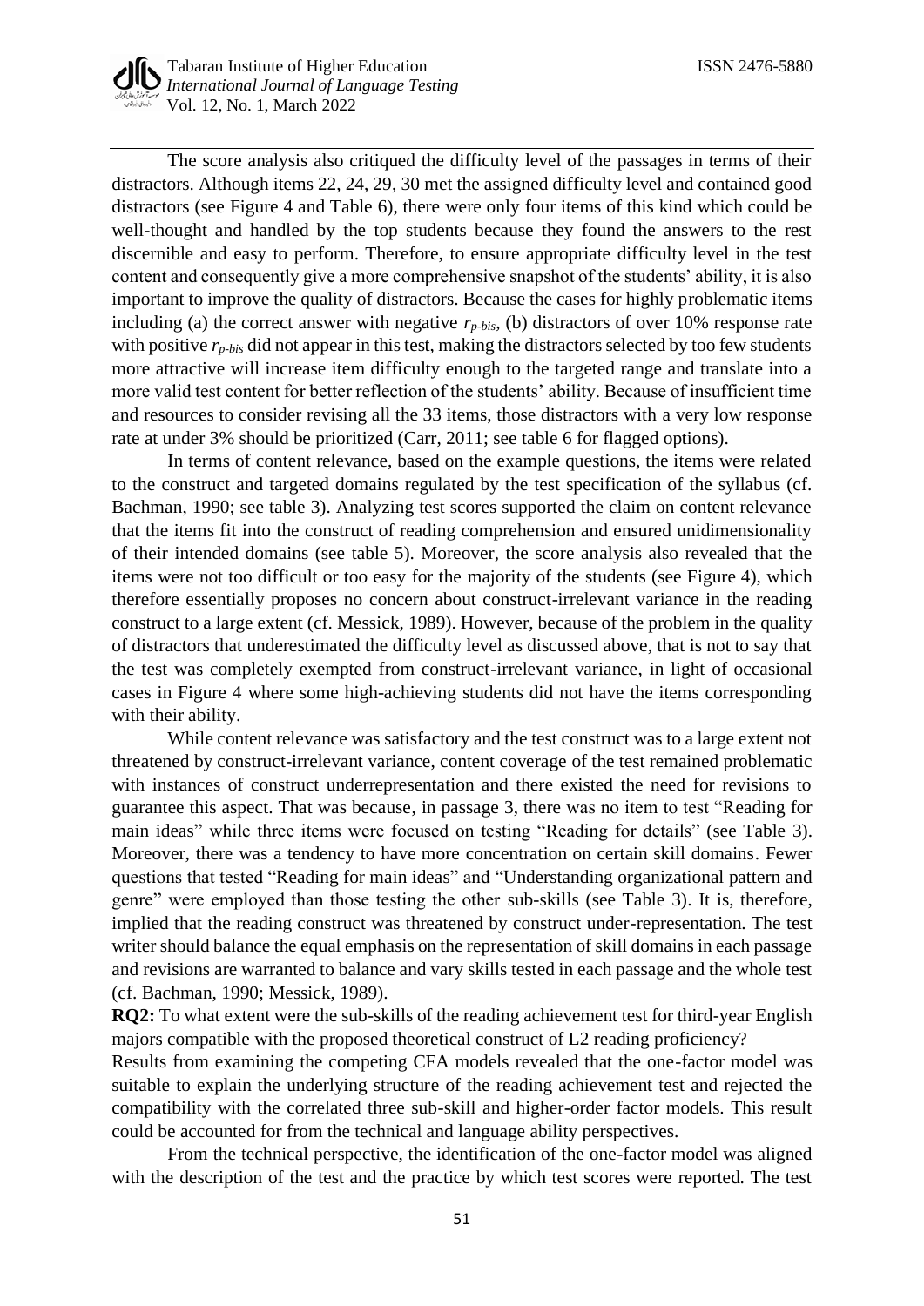The score analysis also critiqued the difficulty level of the passages in terms of their distractors. Although items 22, 24, 29, 30 met the assigned difficulty level and contained good distractors (see Figure 4 and Table 6), there were only four items of this kind which could be well-thought and handled by the top students because they found the answers to the rest discernible and easy to perform. Therefore, to ensure appropriate difficulty level in the test content and consequently give a more comprehensive snapshot of the students' ability, it is also important to improve the quality of distractors. Because the cases for highly problematic items including (a) the correct answer with negative $r_{p\text{-}bis}$, (b) distractors of over 10% response rate with positive $r_{p\text{-}bis}$ did not appear in this test, making the distractors selected by too few students more attractive will increase item difficulty enough to the targeted range and translate into a more valid test content for better reflection of the students' ability. Because of insufficient time and resources to consider revising all the 33 items, those distractors with a very low response rate at under 3% should be prioritized (Carr, 2011; see table 6 for flagged options).

In terms of content relevance, based on the example questions, the items were related to the construct and targeted domains regulated by the test specification of the syllabus (cf. Bachman, 1990; see table 3). Analyzing test scores supported the claim on content relevance that the items fit into the construct of reading comprehension and ensured unidimensionality of their intended domains (see table 5). Moreover, the score analysis also revealed that the items were not too difficult or too easy for the majority of the students (see Figure 4), which therefore essentially proposes no concern about construct-irrelevant variance in the reading construct to a large extent (cf. Messick, 1989). However, because of the problem in the quality of distractors that underestimated the difficulty level as discussed above, that is not to say that the test was completely exempted from construct-irrelevant variance, in light of occasional cases in Figure 4 where some high-achieving students did not have the items corresponding with their ability.

While content relevance was satisfactory and the test construct was to a large extent not threatened by construct-irrelevant variance, content coverage of the test remained problematic with instances of construct underrepresentation and there existed the need for revisions to guarantee this aspect. That was because, in passage 3, there was no item to test "Reading for main ideas" while three items were focused on testing "Reading for details" (see Table 3). Moreover, there was a tendency to have more concentration on certain skill domains. Fewer questions that tested "Reading for main ideas" and "Understanding organizational pattern and genre" were employed than those testing the other sub-skills (see Table 3). It is, therefore, implied that the reading construct was threatened by construct under-representation. The test writer should balance the equal emphasis on the representation of skill domains in each passage and revisions are warranted to balance and vary skills tested in each passage and the whole test (cf. Bachman, 1990; Messick, 1989).

**RQ2:** To what extent were the sub-skills of the reading achievement test for third-year English majors compatible with the proposed theoretical construct of L2 reading proficiency?

Results from examining the competing CFA models revealed that the one-factor model was suitable to explain the underlying structure of the reading achievement test and rejected the compatibility with the correlated three sub-skill and higher-order factor models. This result could be accounted for from the technical and language ability perspectives.

From the technical perspective, the identification of the one-factor model was aligned with the description of the test and the practice by which test scores were reported. The test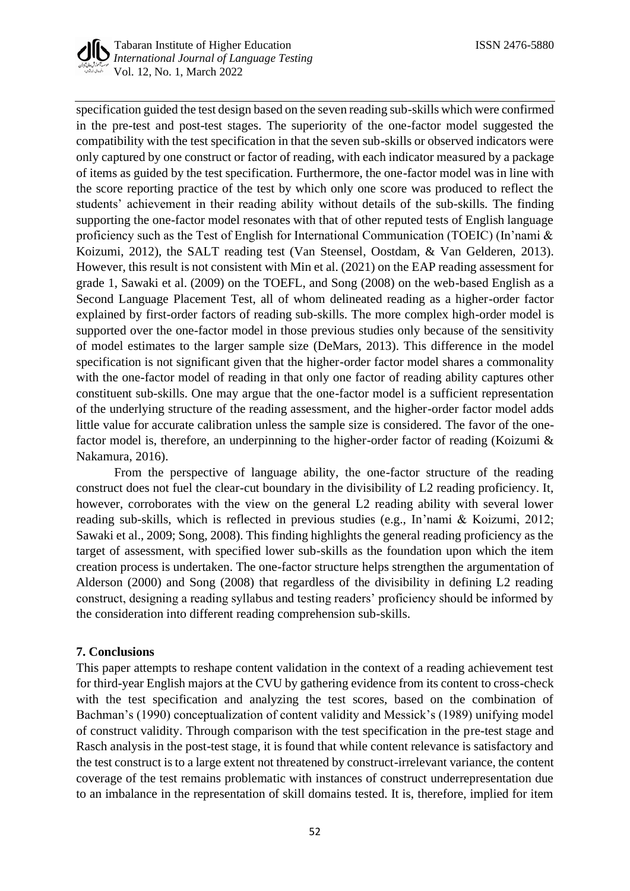specification guided the test design based on the seven reading sub-skills which were confirmed in the pre-test and post-test stages. The superiority of the one-factor model suggested the compatibility with the test specification in that the seven sub-skills or observed indicators were only captured by one construct or factor of reading, with each indicator measured by a package of items as guided by the test specification. Furthermore, the one-factor model was in line with the score reporting practice of the test by which only one score was produced to reflect the students' achievement in their reading ability without details of the sub-skills. The finding supporting the one-factor model resonates with that of other reputed tests of English language proficiency such as the Test of English for International Communication (TOEIC) (In'nami & Koizumi, 2012), the SALT reading test (Van Steensel, Oostdam, & Van Gelderen, 2013). However, this result is not consistent with Min et al. (2021) on the EAP reading assessment for grade 1, Sawaki et al. (2009) on the TOEFL, and Song (2008) on the web-based English as a Second Language Placement Test, all of whom delineated reading as a higher-order factor explained by first-order factors of reading sub-skills. The more complex high-order model is supported over the one-factor model in those previous studies only because of the sensitivity of model estimates to the larger sample size (DeMars, 2013). This difference in the model specification is not significant given that the higher-order factor model shares a commonality with the one-factor model of reading in that only one factor of reading ability captures other constituent sub-skills. One may argue that the one-factor model is a sufficient representation of the underlying structure of the reading assessment, and the higher-order factor model adds little value for accurate calibration unless the sample size is considered. The favor of the one-factor model is, therefore, an underpinning to the higher-order factor of reading (Koizumi & Nakamura, 2016).

From the perspective of language ability, the one-factor structure of the reading construct does not fuel the clear-cut boundary in the divisibility of L2 reading proficiency. It, however, corroborates with the view on the general L2 reading ability with several lower reading sub-skills, which is reflected in previous studies (e.g., In'nami & Koizumi, 2012; Sawaki et al., 2009; Song, 2008). This finding highlights the general reading proficiency as the target of assessment, with specified lower sub-skills as the foundation upon which the item creation process is undertaken. The one-factor structure helps strengthen the argumentation of Alderson (2000) and Song (2008) that regardless of the divisibility in defining L2 reading construct, designing a reading syllabus and testing readers' proficiency should be informed by the consideration into different reading comprehension sub-skills.

## 7. Conclusions

This paper attempts to reshape content validation in the context of a reading achievement test for third-year English majors at the CVU by gathering evidence from its content to cross-check with the test specification and analyzing the test scores, based on the combination of Bachman's (1990) conceptualization of content validity and Messick's (1989) unifying model of construct validity. Through comparison with the test specification in the pre-test stage and Rasch analysis in the post-test stage, it is found that while content relevance is satisfactory and the test construct is to a large extent not threatened by construct-irrelevant variance, the content coverage of the test remains problematic with instances of construct underrepresentation due to an imbalance in the representation of skill domains tested. It is, therefore, implied for item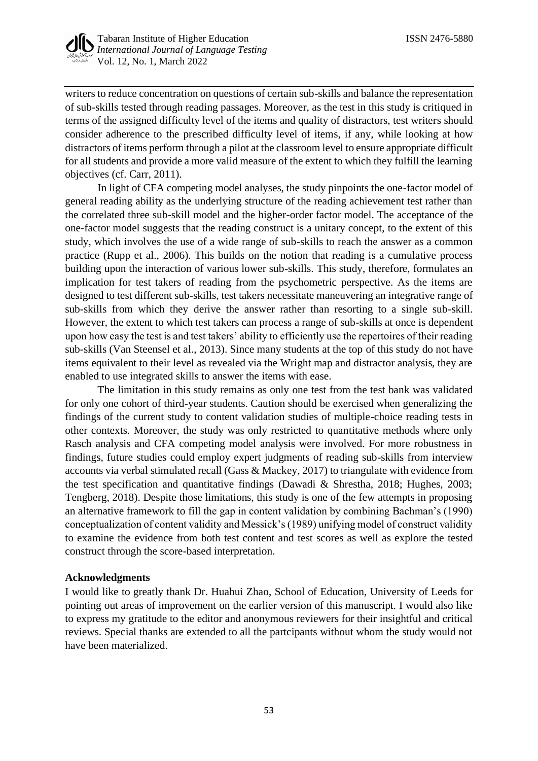writers to reduce concentration on questions of certain sub-skills and balance the representation of sub-skills tested through reading passages. Moreover, as the test in this study is critiqued in terms of the assigned difficulty level of the items and quality of distractors, test writers should consider adherence to the prescribed difficulty level of items, if any, while looking at how distractors of items perform through a pilot at the classroom level to ensure appropriate difficult for all students and provide a more valid measure of the extent to which they fulfill the learning objectives (cf. Carr, 2011).

In light of CFA competing model analyses, the study pinpoints the one-factor model of general reading ability as the underlying structure of the reading achievement test rather than the correlated three sub-skill model and the higher-order factor model. The acceptance of the one-factor model suggests that the reading construct is a unitary concept, to the extent of this study, which involves the use of a wide range of sub-skills to reach the answer as a common practice (Rupp et al., 2006). This builds on the notion that reading is a cumulative process building upon the interaction of various lower sub-skills. This study, therefore, formulates an implication for test takers of reading from the psychometric perspective. As the items are designed to test different sub-skills, test takers necessitate maneuvering an integrative range of sub-skills from which they derive the answer rather than resorting to a single sub-skill. However, the extent to which test takers can process a range of sub-skills at once is dependent upon how easy the test is and test takers' ability to efficiently use the repertoires of their reading sub-skills (Van Steensel et al., 2013). Since many students at the top of this study do not have items equivalent to their level as revealed via the Wright map and distractor analysis, they are enabled to use integrated skills to answer the items with ease.

The limitation in this study remains as only one test from the test bank was validated for only one cohort of third-year students. Caution should be exercised when generalizing the findings of the current study to content validation studies of multiple-choice reading tests in other contexts. Moreover, the study was only restricted to quantitative methods where only Rasch analysis and CFA competing model analysis were involved. For more robustness in findings, future studies could employ expert judgments of reading sub-skills from interview accounts via verbal stimulated recall (Gass & Mackey, 2017) to triangulate with evidence from the test specification and quantitative findings (Dawadi & Shrestha, 2018; Hughes, 2003; Tengberg, 2018). Despite those limitations, this study is one of the few attempts in proposing an alternative framework to fill the gap in content validation by combining Bachman's (1990) conceptualization of content validity and Messick's (1989) unifying model of construct validity to examine the evidence from both test content and test scores as well as explore the tested construct through the score-based interpretation.

**Acknowledgments**

I would like to greatly thank Dr. Huahui Zhao, School of Education, University of Leeds for pointing out areas of improvement on the earlier version of this manuscript. I would also like to express my gratitude to the editor and anonymous reviewers for their insightful and critical reviews. Special thanks are extended to all the partcipants without whom the study would not have been materialized.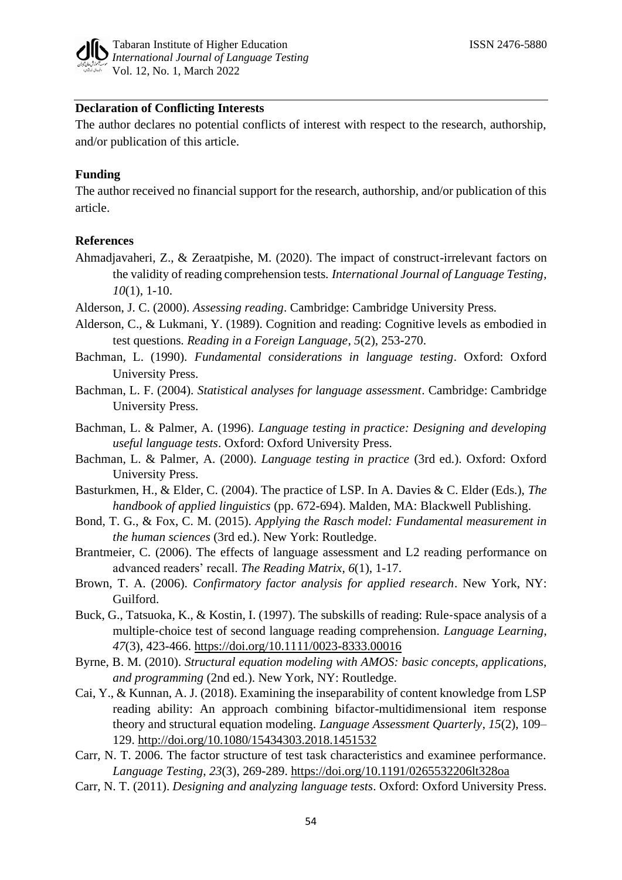**Declaration of Conflicting Interests**

The author declares no potential conflicts of interest with respect to the research, authorship, and/or publication of this article.

**Funding**

The author received no financial support for the research, authorship, and/or publication of this article.

**References**

Ahmadjavaheri, Z., & Zeraatpishe, M. (2020). The impact of construct-irrelevant factors on the validity of reading comprehension tests. *International Journal of Language Testing*, *10*(1), 1-10.

Alderson, J. C. (2000). *Assessing reading*. Cambridge: Cambridge University Press.

Alderson, C., & Lukmani, Y. (1989). Cognition and reading: Cognitive levels as embodied in test questions. *Reading in a Foreign Language*, *5*(2), 253-270.

Bachman, L. (1990). *Fundamental considerations in language testing*. Oxford: Oxford University Press.

Bachman, L. F. (2004). *Statistical analyses for language assessment*. Cambridge: Cambridge University Press.

Bachman, L. & Palmer, A. (1996). *Language testing in practice: Designing and developing useful language tests*. Oxford: Oxford University Press.

Bachman, L. & Palmer, A. (2000). *Language testing in practice* (3rd ed.). Oxford: Oxford University Press.

Basturkmen, H., & Elder, C. (2004). The practice of LSP. In A. Davies & C. Elder (Eds.), *The handbook of applied linguistics* (pp. 672-694). Malden, MA: Blackwell Publishing.

Bond, T. G., & Fox, C. M. (2015). *Applying the Rasch model: Fundamental measurement in the human sciences* (3rd ed.). New York: Routledge.

Brantmeier, C. (2006). The effects of language assessment and L2 reading performance on advanced readers' recall. *The Reading Matrix*, *6*(1), 1-17.

Brown, T. A. (2006). *Confirmatory factor analysis for applied research*. New York, NY: Guilford.

Buck, G., Tatsuoka, K., & Kostin, I. (1997). The subskills of reading: Rule-space analysis of a multiple-choice test of second language reading comprehension. *Language Learning*, *47*(3), 423-466. https://doi.org/10.1111/0023-8333.00016

Byrne, B. M. (2010). *Structural equation modeling with AMOS: basic concepts, applications, and programming* (2nd ed.). New York, NY: Routledge.

Cai, Y., & Kunnan, A. J. (2018). Examining the inseparability of content knowledge from LSP reading ability: An approach combining bifactor-multidimensional item response theory and structural equation modeling. *Language Assessment Quarterly*, *15*(2), 109–129. http://doi.org/10.1080/15434303.2018.1451532

Carr, N. T. 2006. The factor structure of test task characteristics and examinee performance. *Language Testing*, *23*(3), 269-289. https://doi.org/10.1191/0265532206lt328oa

Carr, N. T. (2011). *Designing and analyzing language tests*. Oxford: Oxford University Press.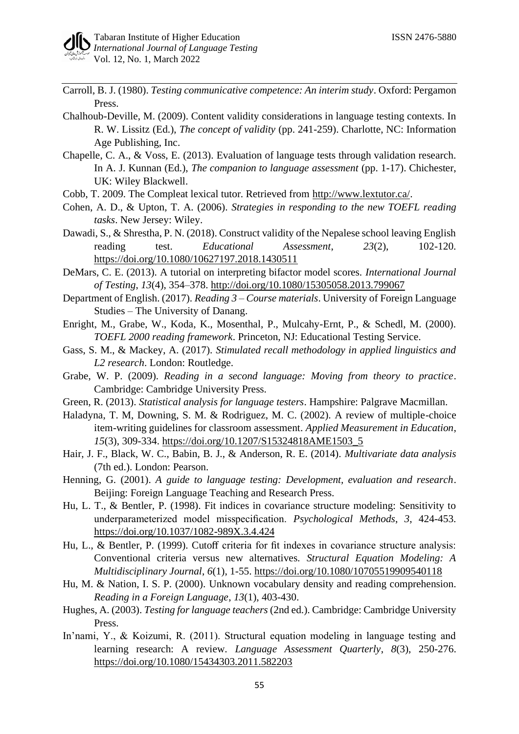Carroll, B. J. (1980). *Testing communicative competence: An interim study*. Oxford: Pergamon Press.

Chalhoub-Deville, M. (2009). Content validity considerations in language testing contexts. In R. W. Lissitz (Ed.), *The concept of validity* (pp. 241-259). Charlotte, NC: Information Age Publishing, Inc.

Chapelle, C. A., & Voss, E. (2013). Evaluation of language tests through validation research. In A. J. Kunnan (Ed.), *The companion to language assessment* (pp. 1-17). Chichester, UK: Wiley Blackwell.

Cobb, T. 2009. The Compleat lexical tutor. Retrieved from http://www.lextutor.ca/.

Cohen, A. D., & Upton, T. A. (2006). *Strategies in responding to the new TOEFL reading tasks*. New Jersey: Wiley.

Dawadi, S., & Shrestha, P. N. (2018). Construct validity of the Nepalese school leaving English reading test. *Educational Assessment*, *23*(2), 102-120. https://doi.org/10.1080/10627197.2018.1430511

DeMars, C. E. (2013). A tutorial on interpreting bifactor model scores. *International Journal of Testing, 13*(4), 354–378. http://doi.org/10.1080/15305058.2013.799067

Department of English. (2017). *Reading 3 – Course materials*. University of Foreign Language Studies – The University of Danang.

Enright, M., Grabe, W., Koda, K., Mosenthal, P., Mulcahy-Ernt, P., & Schedl, M. (2000). *TOEFL 2000 reading framework*. Princeton, NJ: Educational Testing Service.

Gass, S. M., & Mackey, A. (2017). *Stimulated recall methodology in applied linguistics and L2 research*. London: Routledge.

Grabe, W. P. (2009). *Reading in a second language: Moving from theory to practice*. Cambridge: Cambridge University Press.

Green, R. (2013). *Statistical analysis for language testers*. Hampshire: Palgrave Macmillan.

Haladyna, T. M, Downing, S. M. & Rodriguez, M. C. (2002). A review of multiple-choice item-writing guidelines for classroom assessment. *Applied Measurement in Education*, *15*(3), 309-334. https://doi.org/10.1207/S15324818AME1503_5

Hair, J. F., Black, W. C., Babin, B. J., & Anderson, R. E. (2014). *Multivariate data analysis* (7th ed.). London: Pearson.

Henning, G. (2001). *A guide to language testing: Development, evaluation and research*. Beijing: Foreign Language Teaching and Research Press.

Hu, L. T., & Bentler, P. (1998). Fit indices in covariance structure modeling: Sensitivity to underparameterized model misspecification. *Psychological Methods*, *3*, 424-453. https://doi.org/10.1037/1082-989X.3.4.424

Hu, L., & Bentler, P. (1999). Cutoff criteria for fit indexes in covariance structure analysis: Conventional criteria versus new alternatives. *Structural Equation Modeling: A Multidisciplinary Journal*, *6*(1), 1-55. https://doi.org/10.1080/10705519909540118

Hu, M. & Nation, I. S. P. (2000). Unknown vocabulary density and reading comprehension. *Reading in a Foreign Language*, *13*(1), 403-430.

Hughes, A. (2003). *Testing for language teachers* (2nd ed.). Cambridge: Cambridge University Press.

In'nami, Y., & Koizumi, R. (2011). Structural equation modeling in language testing and learning research: A review. *Language Assessment Quarterly*, *8*(3), 250-276. https://doi.org/10.1080/15434303.2011.582203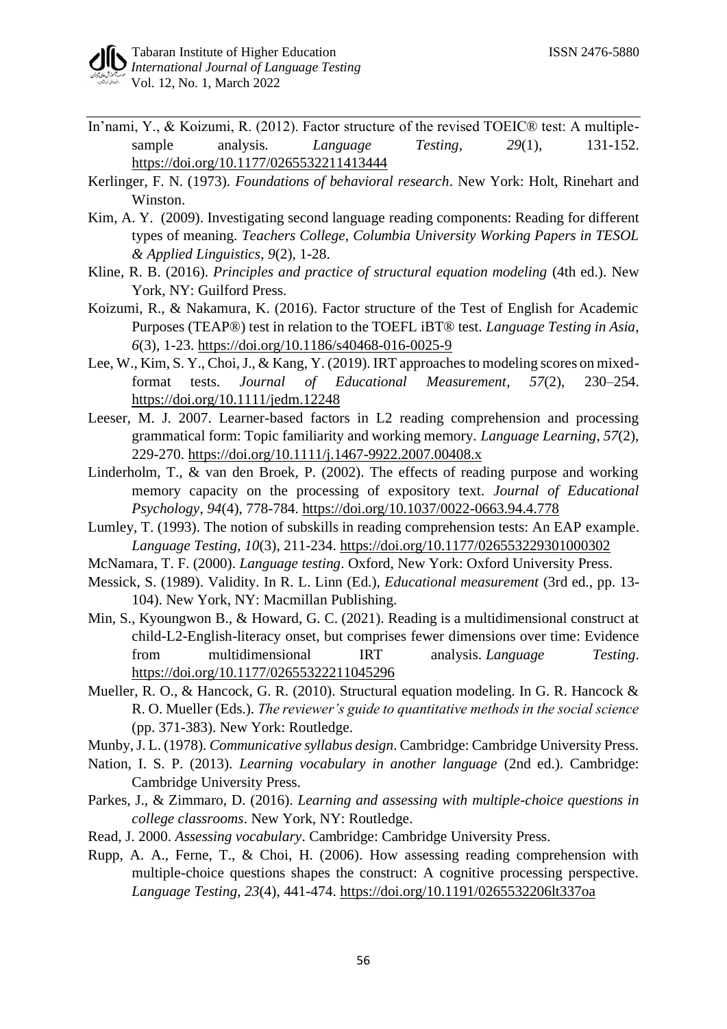In'nami, Y., & Koizumi, R. (2012). Factor structure of the revised TOEIC® test: A multiple-sample analysis. *Language Testing*, *29*(1), 131-152. https://doi.org/10.1177/0265532211413444

Kerlinger, F. N. (1973). *Foundations of behavioral research*. New York: Holt, Rinehart and Winston.

Kim, A. Y. (2009). Investigating second language reading components: Reading for different types of meaning. *Teachers College, Columbia University Working Papers in TESOL & Applied Linguistics*, *9*(2), 1-28.

Kline, R. B. (2016). *Principles and practice of structural equation modeling* (4th ed.). New York, NY: Guilford Press.

Koizumi, R., & Nakamura, K. (2016). Factor structure of the Test of English for Academic Purposes (TEAP®) test in relation to the TOEFL iBT® test. *Language Testing in Asia*, *6*(3), 1-23. https://doi.org/10.1186/s40468-016-0025-9

Lee, W., Kim, S. Y., Choi, J., & Kang, Y. (2019). IRT approaches to modeling scores on mixed-format tests. *Journal of Educational Measurement*, *57*(2), 230–254. https://doi.org/10.1111/jedm.12248

Leeser, M. J. 2007. Learner-based factors in L2 reading comprehension and processing grammatical form: Topic familiarity and working memory. *Language Learning*, *57*(2), 229-270. https://doi.org/10.1111/j.1467-9922.2007.00408.x

Linderholm, T., & van den Broek, P. (2002). The effects of reading purpose and working memory capacity on the processing of expository text. *Journal of Educational Psychology*, *94*(4), 778-784. https://doi.org/10.1037/0022-0663.94.4.778

Lumley, T. (1993). The notion of subskills in reading comprehension tests: An EAP example. *Language Testing*, *10*(3), 211-234. https://doi.org/10.1177/026553229301000302

McNamara, T. F. (2000). *Language testing*. Oxford, New York: Oxford University Press.

Messick, S. (1989). Validity. In R. L. Linn (Ed.), *Educational measurement* (3rd ed., pp. 13-104). New York, NY: Macmillan Publishing.

Min, S., Kyoungwon B., & Howard, G. C. (2021). Reading is a multidimensional construct at child-L2-English-literacy onset, but comprises fewer dimensions over time: Evidence from multidimensional IRT analysis. *Language Testing*. https://doi.org/10.1177/02655322211045296

Mueller, R. O., & Hancock, G. R. (2010). Structural equation modeling. In G. R. Hancock & R. O. Mueller (Eds.). *The reviewer's guide to quantitative methods in the social science* (pp. 371-383). New York: Routledge.

Munby, J. L. (1978). *Communicative syllabus design*. Cambridge: Cambridge University Press.

Nation, I. S. P. (2013). *Learning vocabulary in another language* (2nd ed.). Cambridge: Cambridge University Press.

Parkes, J., & Zimmaro, D. (2016). *Learning and assessing with multiple-choice questions in college classrooms*. New York, NY: Routledge.

Read, J. 2000. *Assessing vocabulary*. Cambridge: Cambridge University Press.

Rupp, A. A., Ferne, T., & Choi, H. (2006). How assessing reading comprehension with multiple-choice questions shapes the construct: A cognitive processing perspective. *Language Testing*, *23*(4), 441-474. https://doi.org/10.1191/0265532206lt337oa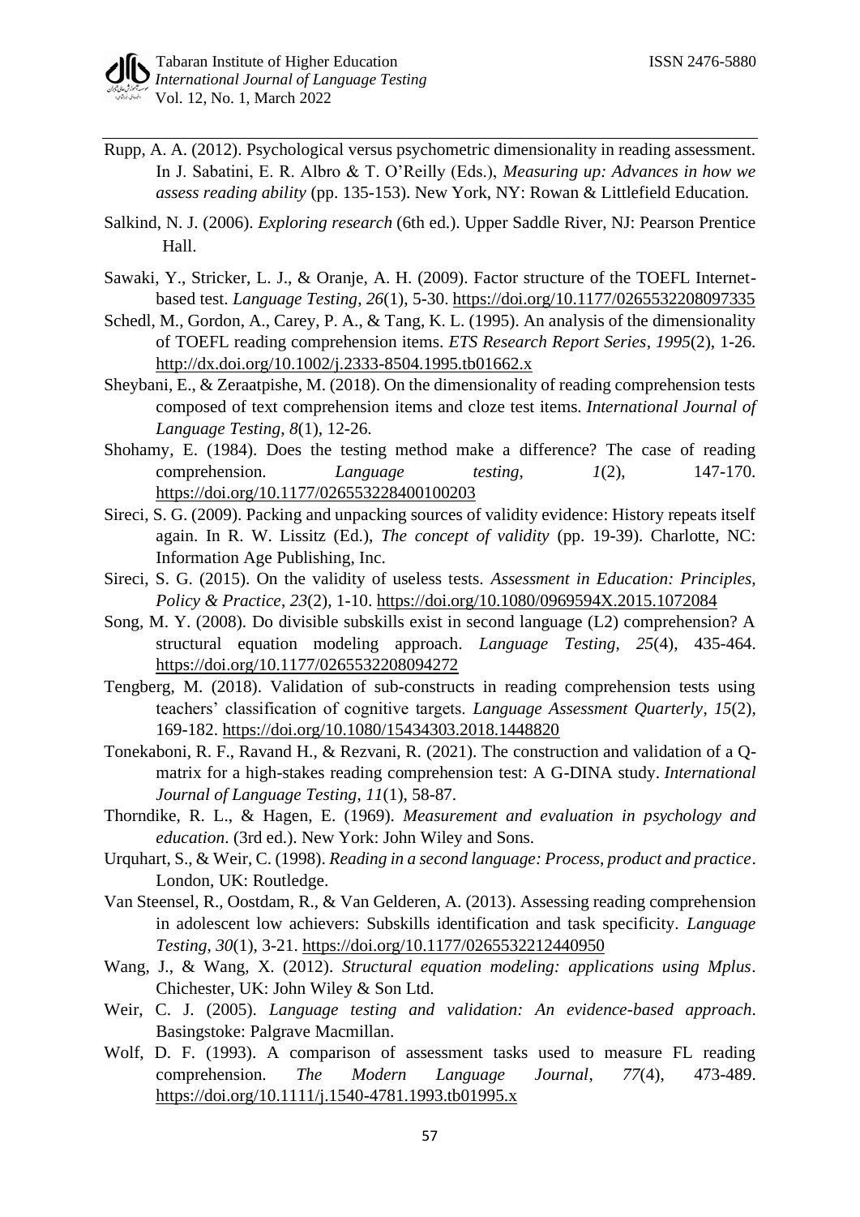Rupp, A. A. (2012). Psychological versus psychometric dimensionality in reading assessment. In J. Sabatini, E. R. Albro & T. O'Reilly (Eds.), *Measuring up: Advances in how we assess reading ability* (pp. 135-153). New York, NY: Rowan & Littlefield Education.

Salkind, N. J. (2006). *Exploring research* (6th ed.). Upper Saddle River, NJ: Pearson Prentice Hall.

Sawaki, Y., Stricker, L. J., & Oranje, A. H. (2009). Factor structure of the TOEFL Internet-based test. *Language Testing*, *26*(1), 5-30. https://doi.org/10.1177/0265532208097335

Schedl, M., Gordon, A., Carey, P. A., & Tang, K. L. (1995). An analysis of the dimensionality of TOEFL reading comprehension items. *ETS Research Report Series*, *1995*(2), 1-26. http://dx.doi.org/10.1002/j.2333-8504.1995.tb01662.x

Sheybani, E., & Zeraatpishe, M. (2018). On the dimensionality of reading comprehension tests composed of text comprehension items and cloze test items. *International Journal of Language Testing*, *8*(1), 12-26.

Shohamy, E. (1984). Does the testing method make a difference? The case of reading comprehension. *Language testing*, *1*(2), 147-170. https://doi.org/10.1177/026553228400100203

Sireci, S. G. (2009). Packing and unpacking sources of validity evidence: History repeats itself again. In R. W. Lissitz (Ed.), *The concept of validity* (pp. 19-39). Charlotte, NC: Information Age Publishing, Inc.

Sireci, S. G. (2015). On the validity of useless tests. *Assessment in Education: Principles, Policy & Practice*, *23*(2), 1-10. https://doi.org/10.1080/0969594X.2015.1072084

Song, M. Y. (2008). Do divisible subskills exist in second language (L2) comprehension? A structural equation modeling approach. *Language Testing*, *25*(4), 435-464. https://doi.org/10.1177/0265532208094272

Tengberg, M. (2018). Validation of sub-constructs in reading comprehension tests using teachers' classification of cognitive targets. *Language Assessment Quarterly*, *15*(2), 169-182. https://doi.org/10.1080/15434303.2018.1448820

Tonekaboni, R. F., Ravand H., & Rezvani, R. (2021). The construction and validation of a Q-matrix for a high-stakes reading comprehension test: A G-DINA study. *International Journal of Language Testing*, *11*(1), 58-87.

Thorndike, R. L., & Hagen, E. (1969). *Measurement and evaluation in psychology and education*. (3rd ed.). New York: John Wiley and Sons.

Urquhart, S., & Weir, C. (1998). *Reading in a second language: Process, product and practice*. London, UK: Routledge.

Van Steensel, R., Oostdam, R., & Van Gelderen, A. (2013). Assessing reading comprehension in adolescent low achievers: Subskills identification and task specificity. *Language Testing*, *30*(1), 3-21. https://doi.org/10.1177/0265532212440950

Wang, J., & Wang, X. (2012). *Structural equation modeling: applications using Mplus*. Chichester, UK: John Wiley & Son Ltd.

Weir, C. J. (2005). *Language testing and validation: An evidence-based approach*. Basingstoke: Palgrave Macmillan.

Wolf, D. F. (1993). A comparison of assessment tasks used to measure FL reading comprehension. *The Modern Language Journal*, *77*(4), 473-489. https://doi.org/10.1111/j.1540-4781.1993.tb01995.x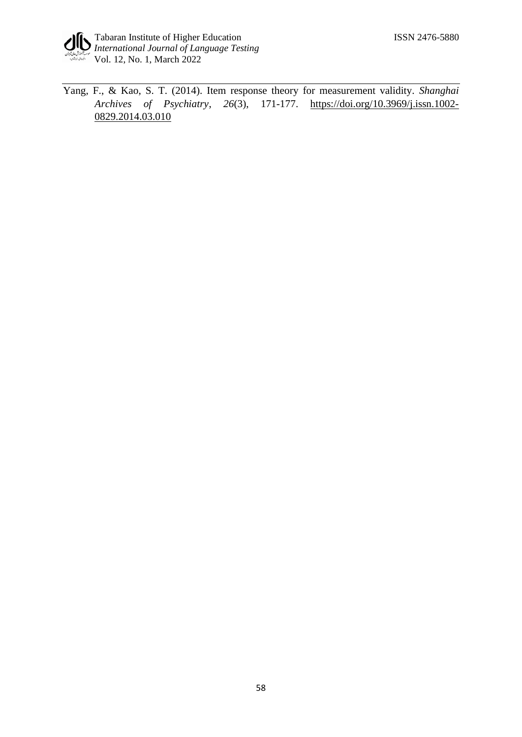Yang, F., & Kao, S. T. (2014). Item response theory for measurement validity. *Shanghai Archives of Psychiatry*, *26*(3), 171-177. https://doi.org/10.3969/j.issn.1002-0829.2014.03.010